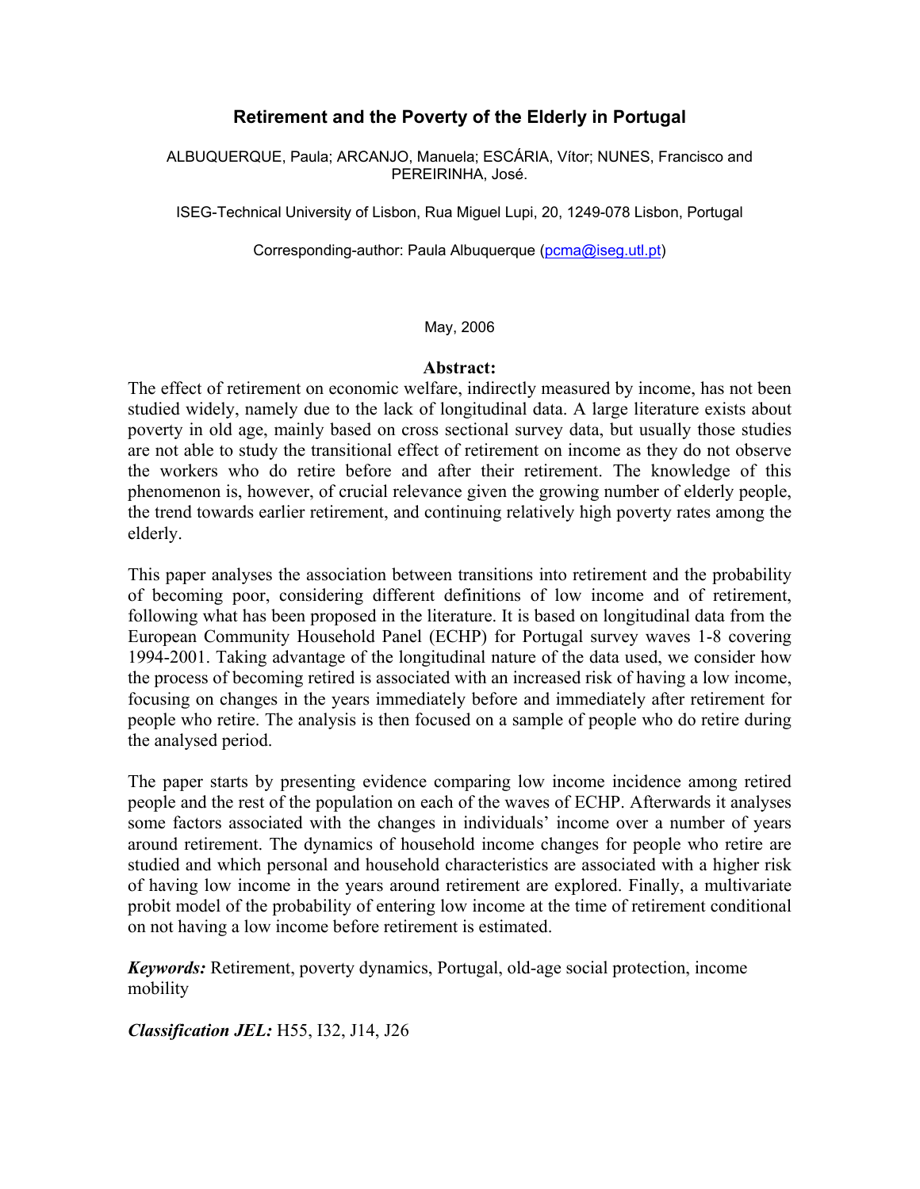# Retirement and the Poverty of the Elderly in Portugal

ALBUQUERQUE, Paula; ARCANJO, Manuela; ESCÁRIA, Vítor; NUNES, Francisco and PEREIRINHA, José.

ISEG-Technical University of Lisbon, Rua Miguel Lupi, 20, 1249-078 Lisbon, Portugal

Corresponding-author: Paula Albuquerque (pcma@iseg.utl.pt)

May, 2006

## Abstract:

The effect of retirement on economic welfare, indirectly measured by income, has not been studied widely, namely due to the lack of longitudinal data. A large literature exists about poverty in old age, mainly based on cross sectional survey data, but usually those studies are not able to study the transitional effect of retirement on income as they do not observe the workers who do retire before and after their retirement. The knowledge of this phenomenon is, however, of crucial relevance given the growing number of elderly people, the trend towards earlier retirement, and continuing relatively high poverty rates among the elderly.

This paper analyses the association between transitions into retirement and the probability of becoming poor, considering different definitions of low income and of retirement, following what has been proposed in the literature. It is based on longitudinal data from the European Community Household Panel (ECHP) for Portugal survey waves 1-8 covering 1994-2001. Taking advantage of the longitudinal nature of the data used, we consider how the process of becoming retired is associated with an increased risk of having a low income, focusing on changes in the years immediately before and immediately after retirement for people who retire. The analysis is then focused on a sample of people who do retire during the analysed period.

The paper starts by presenting evidence comparing low income incidence among retired people and the rest of the population on each of the waves of ECHP. Afterwards it analyses some factors associated with the changes in individuals' income over a number of years around retirement. The dynamics of household income changes for people who retire are studied and which personal and household characteristics are associated with a higher risk of having low income in the years around retirement are explored. Finally, a multivariate probit model of the probability of entering low income at the time of retirement conditional on not having a low income before retirement is estimated.

***Keywords:*** Retirement, poverty dynamics, Portugal, old-age social protection, income mobility

***Classification JEL:*** H55, I32, J14, J26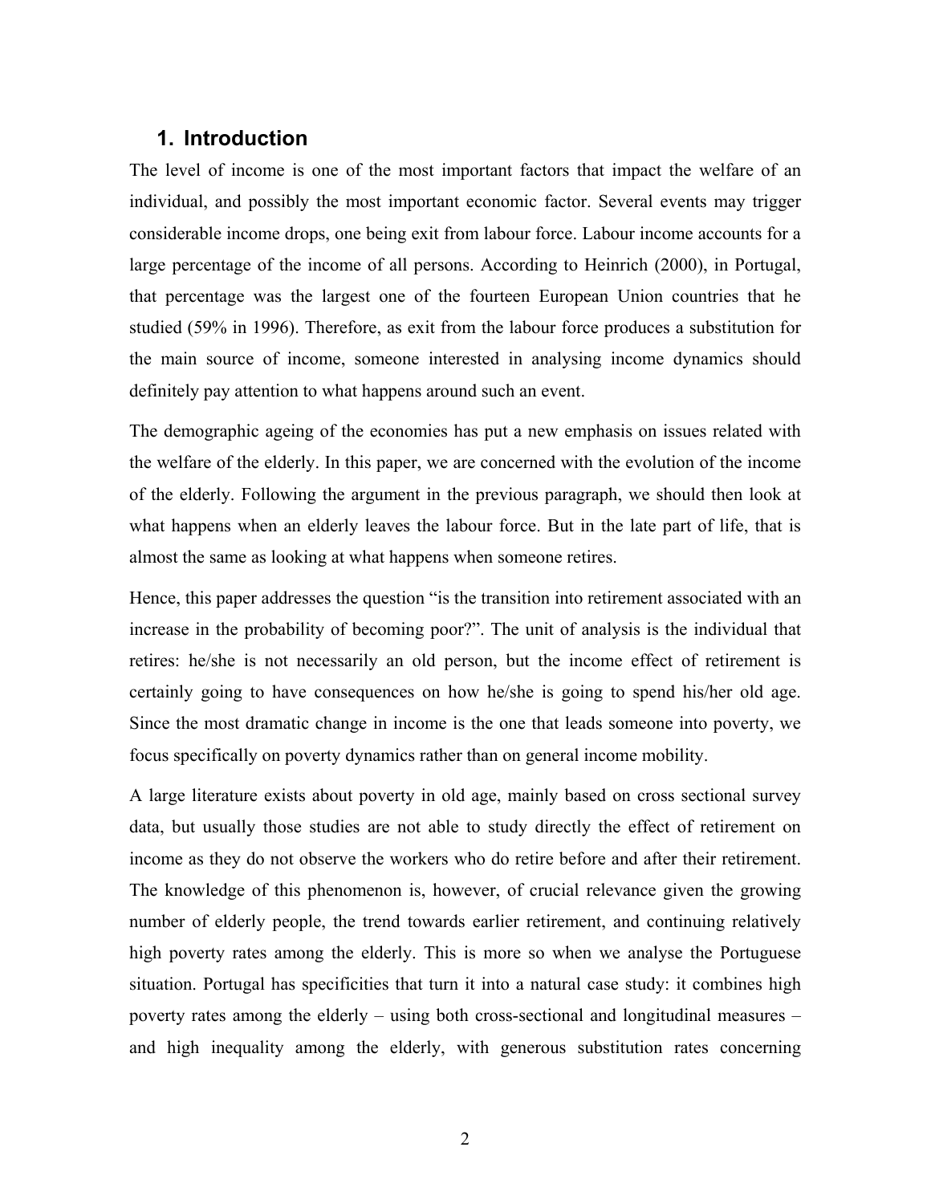## 1. Introduction

The level of income is one of the most important factors that impact the welfare of an individual, and possibly the most important economic factor. Several events may trigger considerable income drops, one being exit from labour force. Labour income accounts for a large percentage of the income of all persons. According to Heinrich (2000), in Portugal, that percentage was the largest one of the fourteen European Union countries that he studied (59% in 1996). Therefore, as exit from the labour force produces a substitution for the main source of income, someone interested in analysing income dynamics should definitely pay attention to what happens around such an event.

The demographic ageing of the economies has put a new emphasis on issues related with the welfare of the elderly. In this paper, we are concerned with the evolution of the income of the elderly. Following the argument in the previous paragraph, we should then look at what happens when an elderly leaves the labour force. But in the late part of life, that is almost the same as looking at what happens when someone retires.

Hence, this paper addresses the question "is the transition into retirement associated with an increase in the probability of becoming poor?". The unit of analysis is the individual that retires: he/she is not necessarily an old person, but the income effect of retirement is certainly going to have consequences on how he/she is going to spend his/her old age. Since the most dramatic change in income is the one that leads someone into poverty, we focus specifically on poverty dynamics rather than on general income mobility.

A large literature exists about poverty in old age, mainly based on cross sectional survey data, but usually those studies are not able to study directly the effect of retirement on income as they do not observe the workers who do retire before and after their retirement. The knowledge of this phenomenon is, however, of crucial relevance given the growing number of elderly people, the trend towards earlier retirement, and continuing relatively high poverty rates among the elderly. This is more so when we analyse the Portuguese situation. Portugal has specificities that turn it into a natural case study: it combines high poverty rates among the elderly – using both cross-sectional and longitudinal measures – and high inequality among the elderly, with generous substitution rates concerning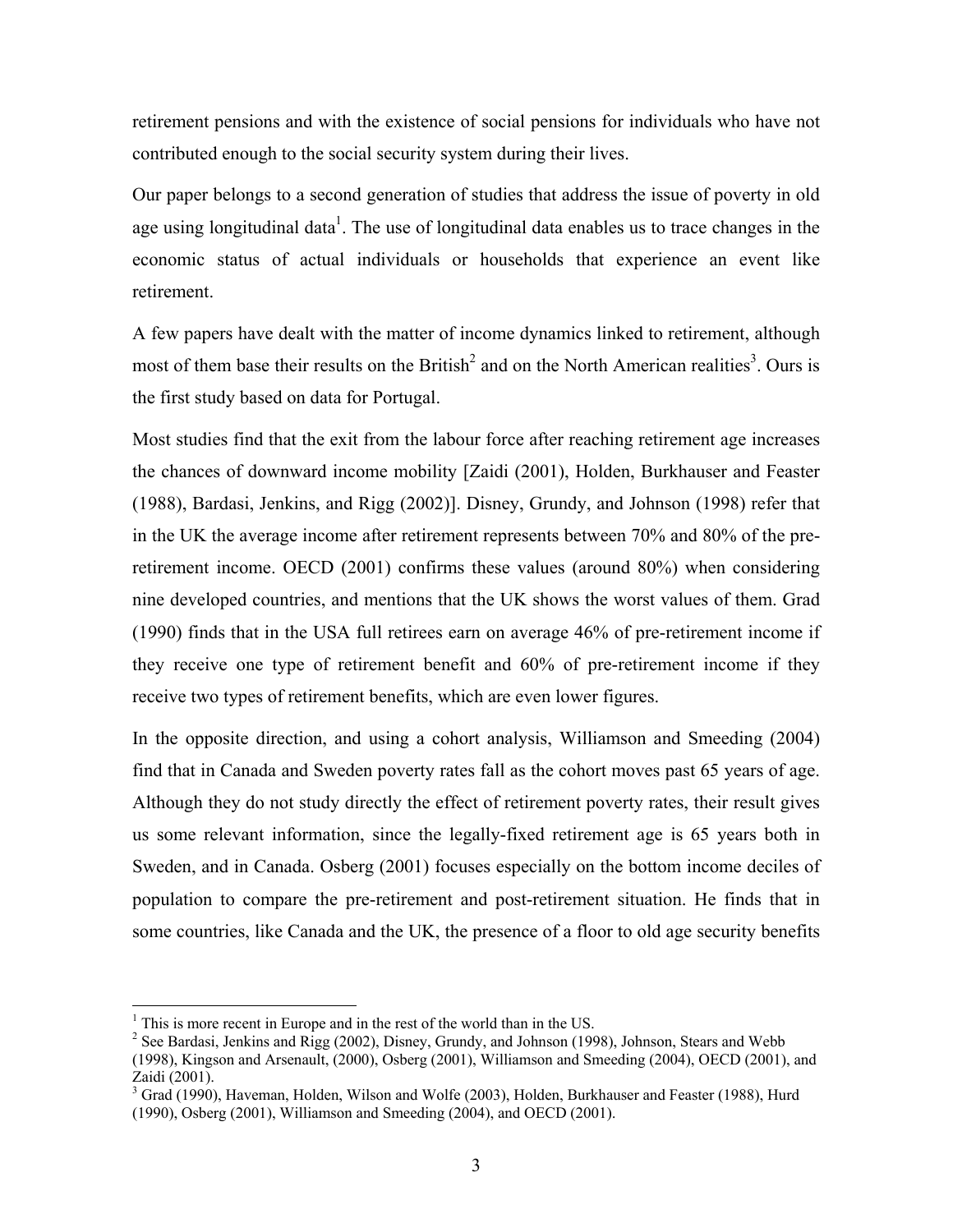retirement pensions and with the existence of social pensions for individuals who have not contributed enough to the social security system during their lives.

Our paper belongs to a second generation of studies that address the issue of poverty in old age using longitudinal data[1]. The use of longitudinal data enables us to trace changes in the economic status of actual individuals or households that experience an event like retirement.

A few papers have dealt with the matter of income dynamics linked to retirement, although most of them base their results on the British[2] and on the North American realities[3]. Ours is the first study based on data for Portugal.

Most studies find that the exit from the labour force after reaching retirement age increases the chances of downward income mobility [Zaidi (2001), Holden, Burkhauser and Feaster (1988), Bardasi, Jenkins, and Rigg (2002)]. Disney, Grundy, and Johnson (1998) refer that in the UK the average income after retirement represents between 70% and 80% of the pre-retirement income. OECD (2001) confirms these values (around 80%) when considering nine developed countries, and mentions that the UK shows the worst values of them. Grad (1990) finds that in the USA full retirees earn on average 46% of pre-retirement income if they receive one type of retirement benefit and 60% of pre-retirement income if they receive two types of retirement benefits, which are even lower figures.

In the opposite direction, and using a cohort analysis, Williamson and Smeeding (2004) find that in Canada and Sweden poverty rates fall as the cohort moves past 65 years of age. Although they do not study directly the effect of retirement poverty rates, their result gives us some relevant information, since the legally-fixed retirement age is 65 years both in Sweden, and in Canada. Osberg (2001) focuses especially on the bottom income deciles of population to compare the pre-retirement and post-retirement situation. He finds that in some countries, like Canada and the UK, the presence of a floor to old age security benefits

---

[1] This is more recent in Europe and in the rest of the world than in the US.

[2] See Bardasi, Jenkins and Rigg (2002), Disney, Grundy, and Johnson (1998), Johnson, Stears and Webb (1998), Kingson and Arsenault, (2000), Osberg (2001), Williamson and Smeeding (2004), OECD (2001), and Zaidi (2001).

[3] Grad (1990), Haveman, Holden, Wilson and Wolfe (2003), Holden, Burkhauser and Feaster (1988), Hurd (1990), Osberg (2001), Williamson and Smeeding (2004), and OECD (2001).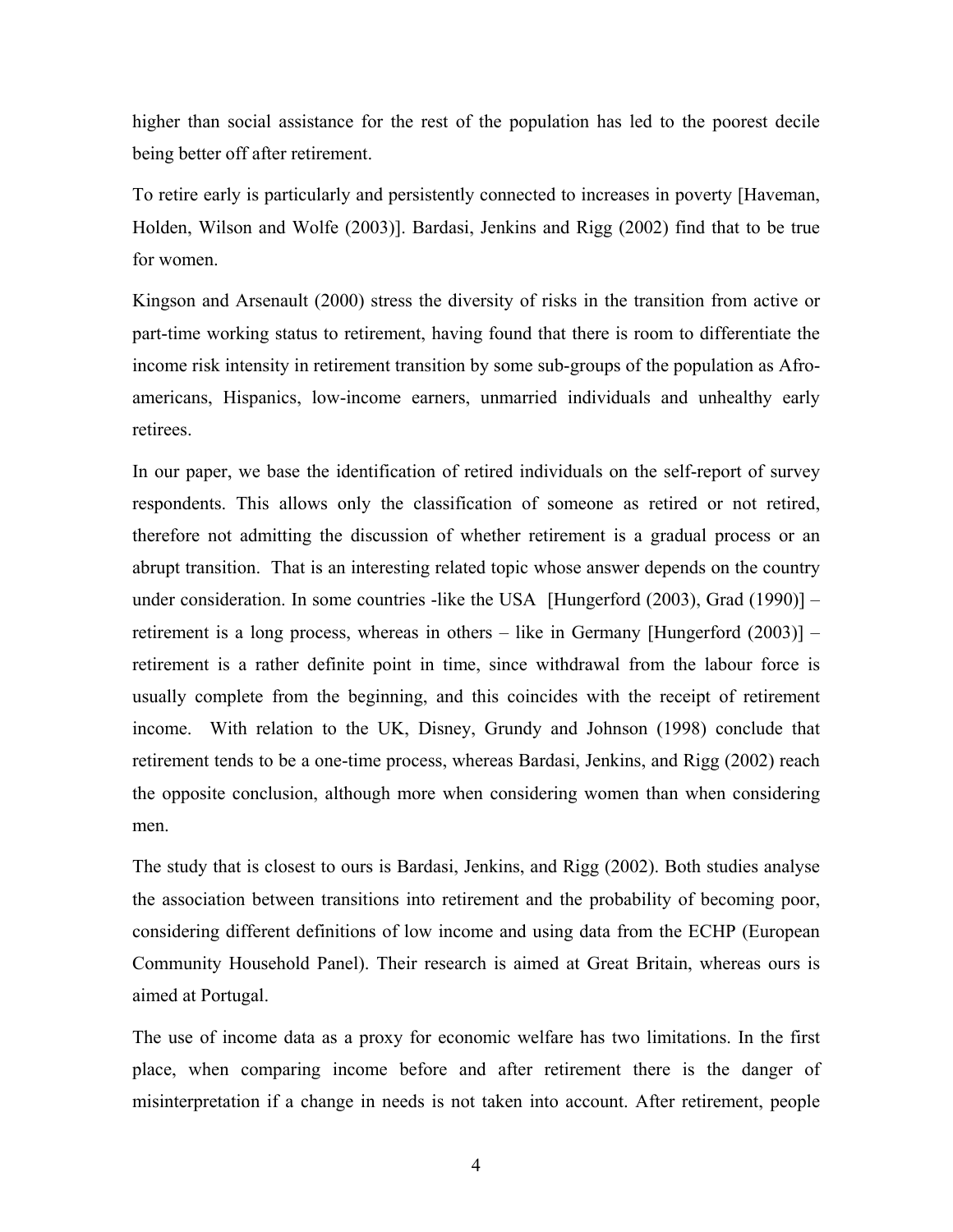higher than social assistance for the rest of the population has led to the poorest decile being better off after retirement.

To retire early is particularly and persistently connected to increases in poverty [Haveman, Holden, Wilson and Wolfe (2003)]. Bardasi, Jenkins and Rigg (2002) find that to be true for women.

Kingson and Arsenault (2000) stress the diversity of risks in the transition from active or part-time working status to retirement, having found that there is room to differentiate the income risk intensity in retirement transition by some sub-groups of the population as Afro-americans, Hispanics, low-income earners, unmarried individuals and unhealthy early retirees.

In our paper, we base the identification of retired individuals on the self-report of survey respondents. This allows only the classification of someone as retired or not retired, therefore not admitting the discussion of whether retirement is a gradual process or an abrupt transition. That is an interesting related topic whose answer depends on the country under consideration. In some countries -like the USA [Hungerford (2003), Grad (1990)] – retirement is a long process, whereas in others – like in Germany [Hungerford (2003)] – retirement is a rather definite point in time, since withdrawal from the labour force is usually complete from the beginning, and this coincides with the receipt of retirement income. With relation to the UK, Disney, Grundy and Johnson (1998) conclude that retirement tends to be a one-time process, whereas Bardasi, Jenkins, and Rigg (2002) reach the opposite conclusion, although more when considering women than when considering men.

The study that is closest to ours is Bardasi, Jenkins, and Rigg (2002). Both studies analyse the association between transitions into retirement and the probability of becoming poor, considering different definitions of low income and using data from the ECHP (European Community Household Panel). Their research is aimed at Great Britain, whereas ours is aimed at Portugal.

The use of income data as a proxy for economic welfare has two limitations. In the first place, when comparing income before and after retirement there is the danger of misinterpretation if a change in needs is not taken into account. After retirement, people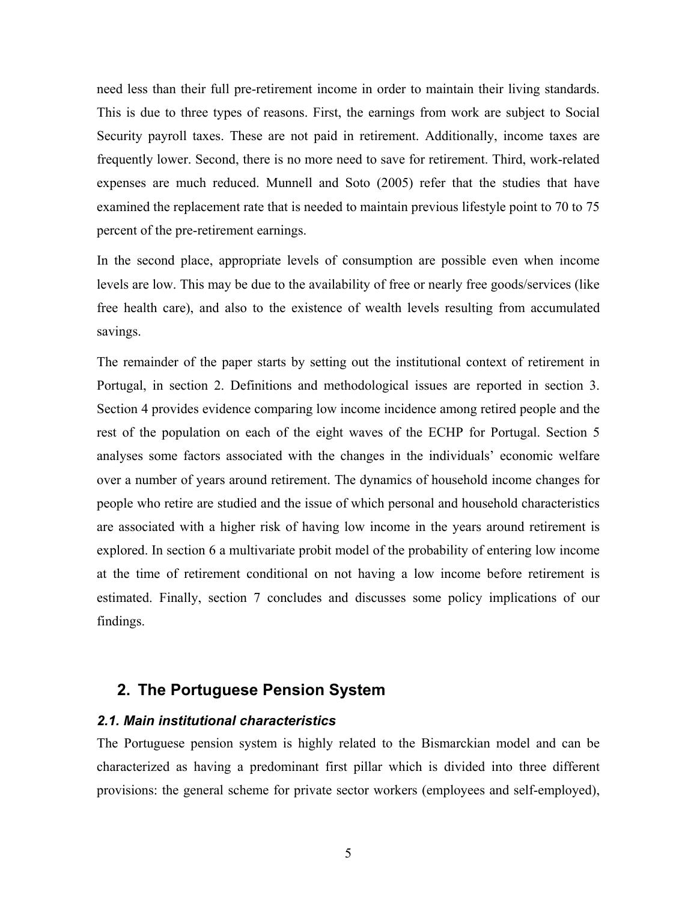need less than their full pre-retirement income in order to maintain their living standards. This is due to three types of reasons. First, the earnings from work are subject to Social Security payroll taxes. These are not paid in retirement. Additionally, income taxes are frequently lower. Second, there is no more need to save for retirement. Third, work-related expenses are much reduced. Munnell and Soto (2005) refer that the studies that have examined the replacement rate that is needed to maintain previous lifestyle point to 70 to 75 percent of the pre-retirement earnings.

In the second place, appropriate levels of consumption are possible even when income levels are low. This may be due to the availability of free or nearly free goods/services (like free health care), and also to the existence of wealth levels resulting from accumulated savings.

The remainder of the paper starts by setting out the institutional context of retirement in Portugal, in section 2. Definitions and methodological issues are reported in section 3. Section 4 provides evidence comparing low income incidence among retired people and the rest of the population on each of the eight waves of the ECHP for Portugal. Section 5 analyses some factors associated with the changes in the individuals' economic welfare over a number of years around retirement. The dynamics of household income changes for people who retire are studied and the issue of which personal and household characteristics are associated with a higher risk of having low income in the years around retirement is explored. In section 6 a multivariate probit model of the probability of entering low income at the time of retirement conditional on not having a low income before retirement is estimated. Finally, section 7 concludes and discusses some policy implications of our findings.

## 2. The Portuguese Pension System

### *2.1. Main institutional characteristics*

The Portuguese pension system is highly related to the Bismarckian model and can be characterized as having a predominant first pillar which is divided into three different provisions: the general scheme for private sector workers (employees and self-employed),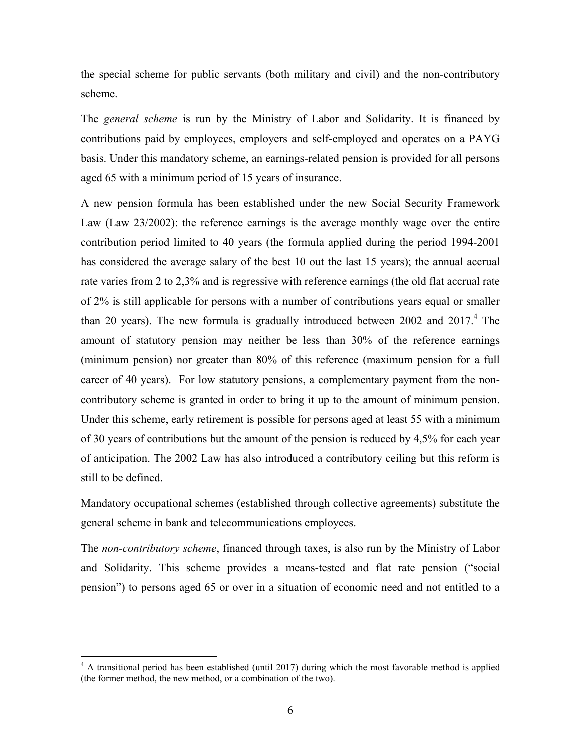the special scheme for public servants (both military and civil) and the non-contributory scheme.

The *general scheme* is run by the Ministry of Labor and Solidarity. It is financed by contributions paid by employees, employers and self-employed and operates on a PAYG basis. Under this mandatory scheme, an earnings-related pension is provided for all persons aged 65 with a minimum period of 15 years of insurance.

A new pension formula has been established under the new Social Security Framework Law (Law 23/2002): the reference earnings is the average monthly wage over the entire contribution period limited to 40 years (the formula applied during the period 1994-2001 has considered the average salary of the best 10 out the last 15 years); the annual accrual rate varies from 2 to 2,3% and is regressive with reference earnings (the old flat accrual rate of 2% is still applicable for persons with a number of contributions years equal or smaller than 20 years). The new formula is gradually introduced between 2002 and 2017.[4] The amount of statutory pension may neither be less than 30% of the reference earnings (minimum pension) nor greater than 80% of this reference (maximum pension for a full career of 40 years). For low statutory pensions, a complementary payment from the non-contributory scheme is granted in order to bring it up to the amount of minimum pension. Under this scheme, early retirement is possible for persons aged at least 55 with a minimum of 30 years of contributions but the amount of the pension is reduced by 4,5% for each year of anticipation. The 2002 Law has also introduced a contributory ceiling but this reform is still to be defined.

Mandatory occupational schemes (established through collective agreements) substitute the general scheme in bank and telecommunications employees.

The *non-contributory scheme*, financed through taxes, is also run by the Ministry of Labor and Solidarity. This scheme provides a means-tested and flat rate pension ("social pension") to persons aged 65 or over in a situation of economic need and not entitled to a

---

[4] A transitional period has been established (until 2017) during which the most favorable method is applied (the former method, the new method, or a combination of the two).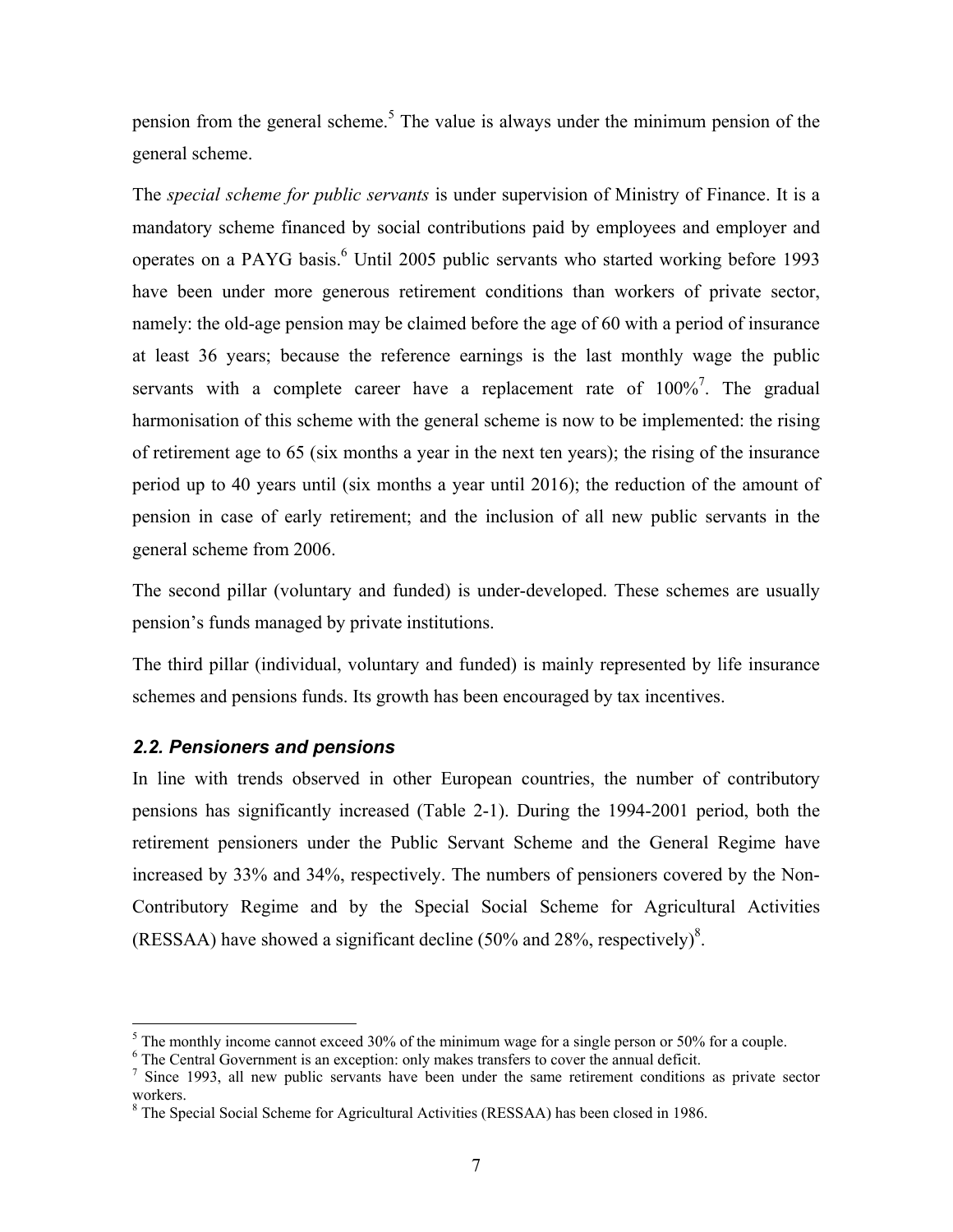pension from the general scheme.[5] The value is always under the minimum pension of the general scheme.

The *special scheme for public servants* is under supervision of Ministry of Finance. It is a mandatory scheme financed by social contributions paid by employees and employer and operates on a PAYG basis.[6] Until 2005 public servants who started working before 1993 have been under more generous retirement conditions than workers of private sector, namely: the old-age pension may be claimed before the age of 60 with a period of insurance at least 36 years; because the reference earnings is the last monthly wage the public servants with a complete career have a replacement rate of 100%[7]. The gradual harmonisation of this scheme with the general scheme is now to be implemented: the rising of retirement age to 65 (six months a year in the next ten years); the rising of the insurance period up to 40 years until (six months a year until 2016); the reduction of the amount of pension in case of early retirement; and the inclusion of all new public servants in the general scheme from 2006.

The second pillar (voluntary and funded) is under-developed. These schemes are usually pension's funds managed by private institutions.

The third pillar (individual, voluntary and funded) is mainly represented by life insurance schemes and pensions funds. Its growth has been encouraged by tax incentives.

### *2.2. Pensioners and pensions*

In line with trends observed in other European countries, the number of contributory pensions has significantly increased (Table 2-1). During the 1994-2001 period, both the retirement pensioners under the Public Servant Scheme and the General Regime have increased by 33% and 34%, respectively. The numbers of pensioners covered by the Non-Contributory Regime and by the Special Social Scheme for Agricultural Activities (RESSAA) have showed a significant decline (50% and 28%, respectively)[8].

---

[5] The monthly income cannot exceed 30% of the minimum wage for a single person or 50% for a couple.

[6] The Central Government is an exception: only makes transfers to cover the annual deficit.

[7] Since 1993, all new public servants have been under the same retirement conditions as private sector workers.

[8] The Special Social Scheme for Agricultural Activities (RESSAA) has been closed in 1986.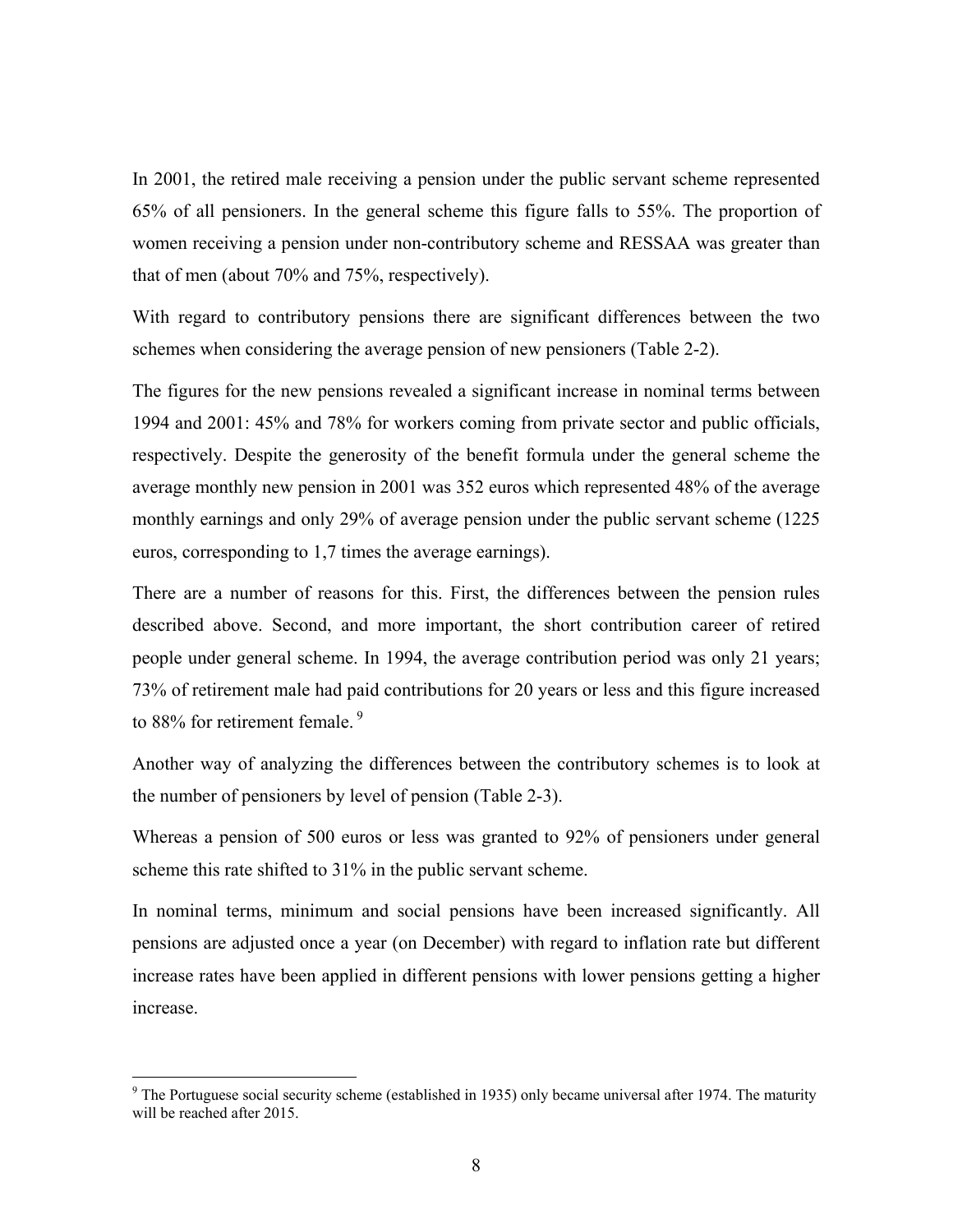In 2001, the retired male receiving a pension under the public servant scheme represented 65% of all pensioners. In the general scheme this figure falls to 55%. The proportion of women receiving a pension under non-contributory scheme and RESSAA was greater than that of men (about 70% and 75%, respectively).

With regard to contributory pensions there are significant differences between the two schemes when considering the average pension of new pensioners (Table 2-2).

The figures for the new pensions revealed a significant increase in nominal terms between 1994 and 2001: 45% and 78% for workers coming from private sector and public officials, respectively. Despite the generosity of the benefit formula under the general scheme the average monthly new pension in 2001 was 352 euros which represented 48% of the average monthly earnings and only 29% of average pension under the public servant scheme (1225 euros, corresponding to 1,7 times the average earnings).

There are a number of reasons for this. First, the differences between the pension rules described above. Second, and more important, the short contribution career of retired people under general scheme. In 1994, the average contribution period was only 21 years; 73% of retirement male had paid contributions for 20 years or less and this figure increased to 88% for retirement female. [9]

Another way of analyzing the differences between the contributory schemes is to look at the number of pensioners by level of pension (Table 2-3).

Whereas a pension of 500 euros or less was granted to 92% of pensioners under general scheme this rate shifted to 31% in the public servant scheme.

In nominal terms, minimum and social pensions have been increased significantly. All pensions are adjusted once a year (on December) with regard to inflation rate but different increase rates have been applied in different pensions with lower pensions getting a higher increase.

---

[9] The Portuguese social security scheme (established in 1935) only became universal after 1974. The maturity will be reached after 2015.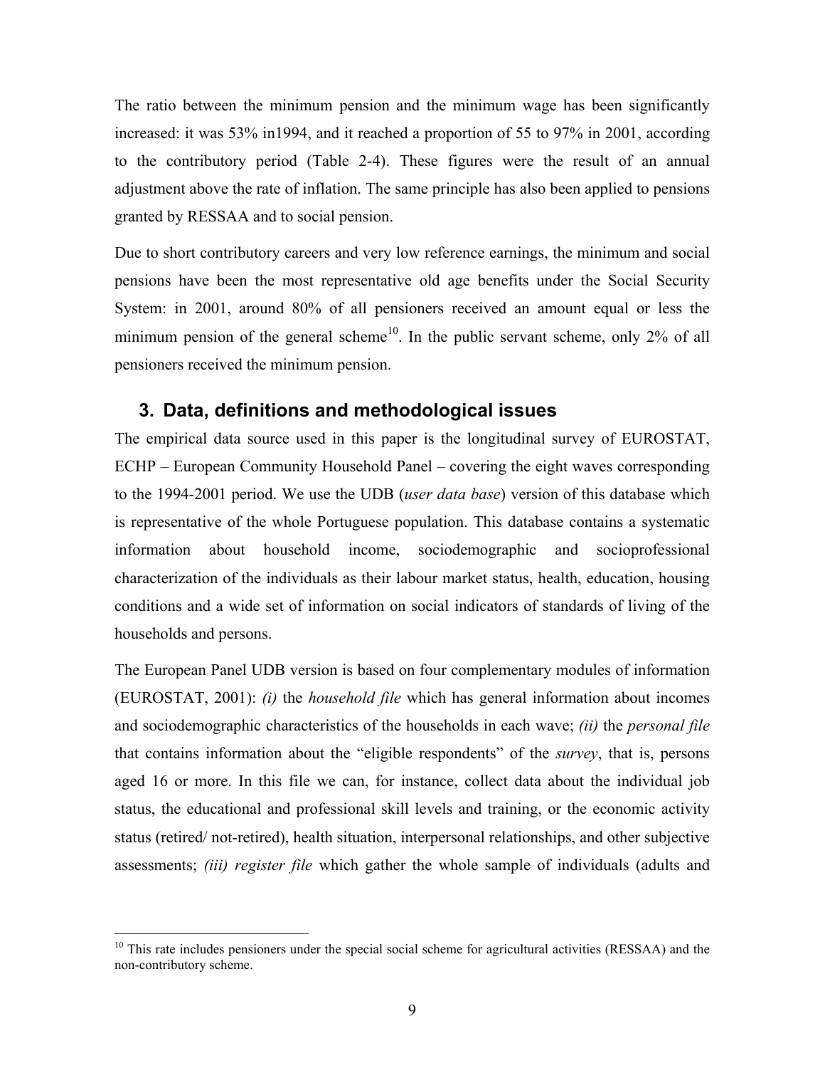The ratio between the minimum pension and the minimum wage has been significantly increased: it was 53% in1994, and it reached a proportion of 55 to 97% in 2001, according to the contributory period (Table 2-4). These figures were the result of an annual adjustment above the rate of inflation. The same principle has also been applied to pensions granted by RESSAA and to social pension.

Due to short contributory careers and very low reference earnings, the minimum and social pensions have been the most representative old age benefits under the Social Security System: in 2001, around 80% of all pensioners received an amount equal or less the minimum pension of the general scheme[10]. In the public servant scheme, only 2% of all pensioners received the minimum pension.

## 3. Data, definitions and methodological issues

The empirical data source used in this paper is the longitudinal survey of EUROSTAT, ECHP – European Community Household Panel – covering the eight waves corresponding to the 1994-2001 period. We use the UDB (*user data base*) version of this database which is representative of the whole Portuguese population. This database contains a systematic information about household income, sociodemographic and socioprofessional characterization of the individuals as their labour market status, health, education, housing conditions and a wide set of information on social indicators of standards of living of the households and persons.

The European Panel UDB version is based on four complementary modules of information (EUROSTAT, 2001): *(i)* the *household file* which has general information about incomes and sociodemographic characteristics of the households in each wave; *(ii)* the *personal file* that contains information about the "eligible respondents" of the *survey*, that is, persons aged 16 or more. In this file we can, for instance, collect data about the individual job status, the educational and professional skill levels and training, or the economic activity status (retired/ not-retired), health situation, interpersonal relationships, and other subjective assessments; *(iii) register file* which gather the whole sample of individuals (adults and

[10] This rate includes pensioners under the special social scheme for agricultural activities (RESSAA) and the non-contributory scheme.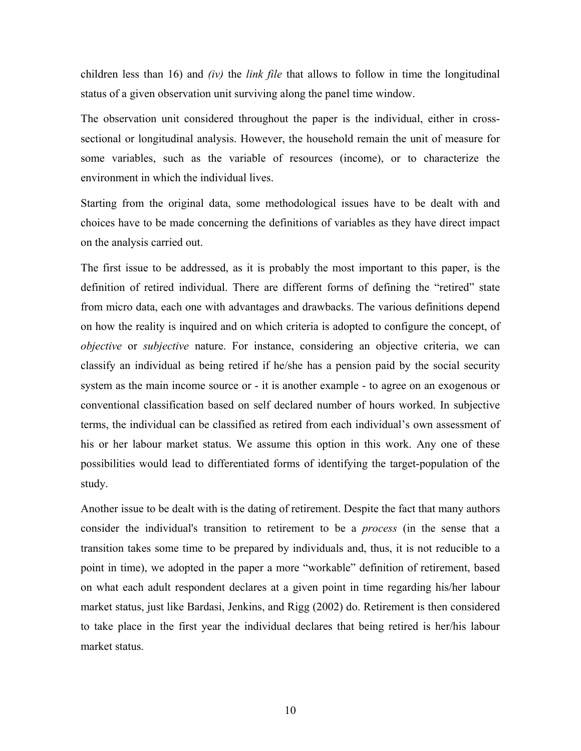children less than 16) and *(iv)* the *link file* that allows to follow in time the longitudinal status of a given observation unit surviving along the panel time window.

The observation unit considered throughout the paper is the individual, either in cross-sectional or longitudinal analysis. However, the household remain the unit of measure for some variables, such as the variable of resources (income), or to characterize the environment in which the individual lives.

Starting from the original data, some methodological issues have to be dealt with and choices have to be made concerning the definitions of variables as they have direct impact on the analysis carried out.

The first issue to be addressed, as it is probably the most important to this paper, is the definition of retired individual. There are different forms of defining the "retired" state from micro data, each one with advantages and drawbacks. The various definitions depend on how the reality is inquired and on which criteria is adopted to configure the concept, of *objective* or *subjective* nature. For instance, considering an objective criteria, we can classify an individual as being retired if he/she has a pension paid by the social security system as the main income source or - it is another example - to agree on an exogenous or conventional classification based on self declared number of hours worked. In subjective terms, the individual can be classified as retired from each individual's own assessment of his or her labour market status. We assume this option in this work. Any one of these possibilities would lead to differentiated forms of identifying the target-population of the study.

Another issue to be dealt with is the dating of retirement. Despite the fact that many authors consider the individual's transition to retirement to be a *process* (in the sense that a transition takes some time to be prepared by individuals and, thus, it is not reducible to a point in time), we adopted in the paper a more "workable" definition of retirement, based on what each adult respondent declares at a given point in time regarding his/her labour market status, just like Bardasi, Jenkins, and Rigg (2002) do. Retirement is then considered to take place in the first year the individual declares that being retired is her/his labour market status.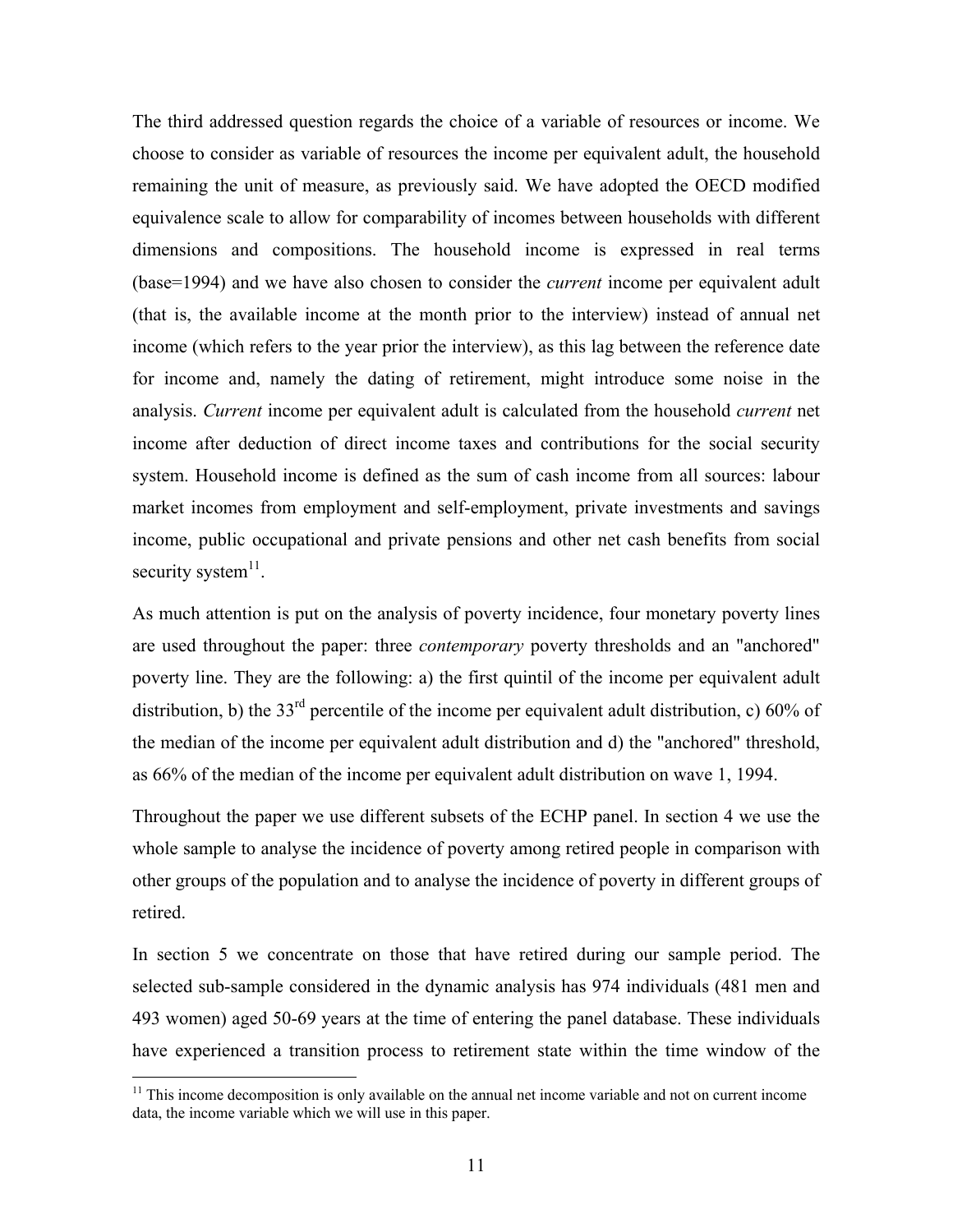The third addressed question regards the choice of a variable of resources or income. We choose to consider as variable of resources the income per equivalent adult, the household remaining the unit of measure, as previously said. We have adopted the OECD modified equivalence scale to allow for comparability of incomes between households with different dimensions and compositions. The household income is expressed in real terms (base=1994) and we have also chosen to consider the *current* income per equivalent adult (that is, the available income at the month prior to the interview) instead of annual net income (which refers to the year prior the interview), as this lag between the reference date for income and, namely the dating of retirement, might introduce some noise in the analysis. *Current* income per equivalent adult is calculated from the household *current* net income after deduction of direct income taxes and contributions for the social security system. Household income is defined as the sum of cash income from all sources: labour market incomes from employment and self-employment, private investments and savings income, public occupational and private pensions and other net cash benefits from social security system[11].

As much attention is put on the analysis of poverty incidence, four monetary poverty lines are used throughout the paper: three *contemporary* poverty thresholds and an "anchored" poverty line. They are the following: a) the first quintil of the income per equivalent adult distribution, b) the 33rd percentile of the income per equivalent adult distribution, c) 60% of the median of the income per equivalent adult distribution and d) the "anchored" threshold, as 66% of the median of the income per equivalent adult distribution on wave 1, 1994.

Throughout the paper we use different subsets of the ECHP panel. In section 4 we use the whole sample to analyse the incidence of poverty among retired people in comparison with other groups of the population and to analyse the incidence of poverty in different groups of retired.

In section 5 we concentrate on those that have retired during our sample period. The selected sub-sample considered in the dynamic analysis has 974 individuals (481 men and 493 women) aged 50-69 years at the time of entering the panel database. These individuals have experienced a transition process to retirement state within the time window of the

[11] This income decomposition is only available on the annual net income variable and not on current income data, the income variable which we will use in this paper.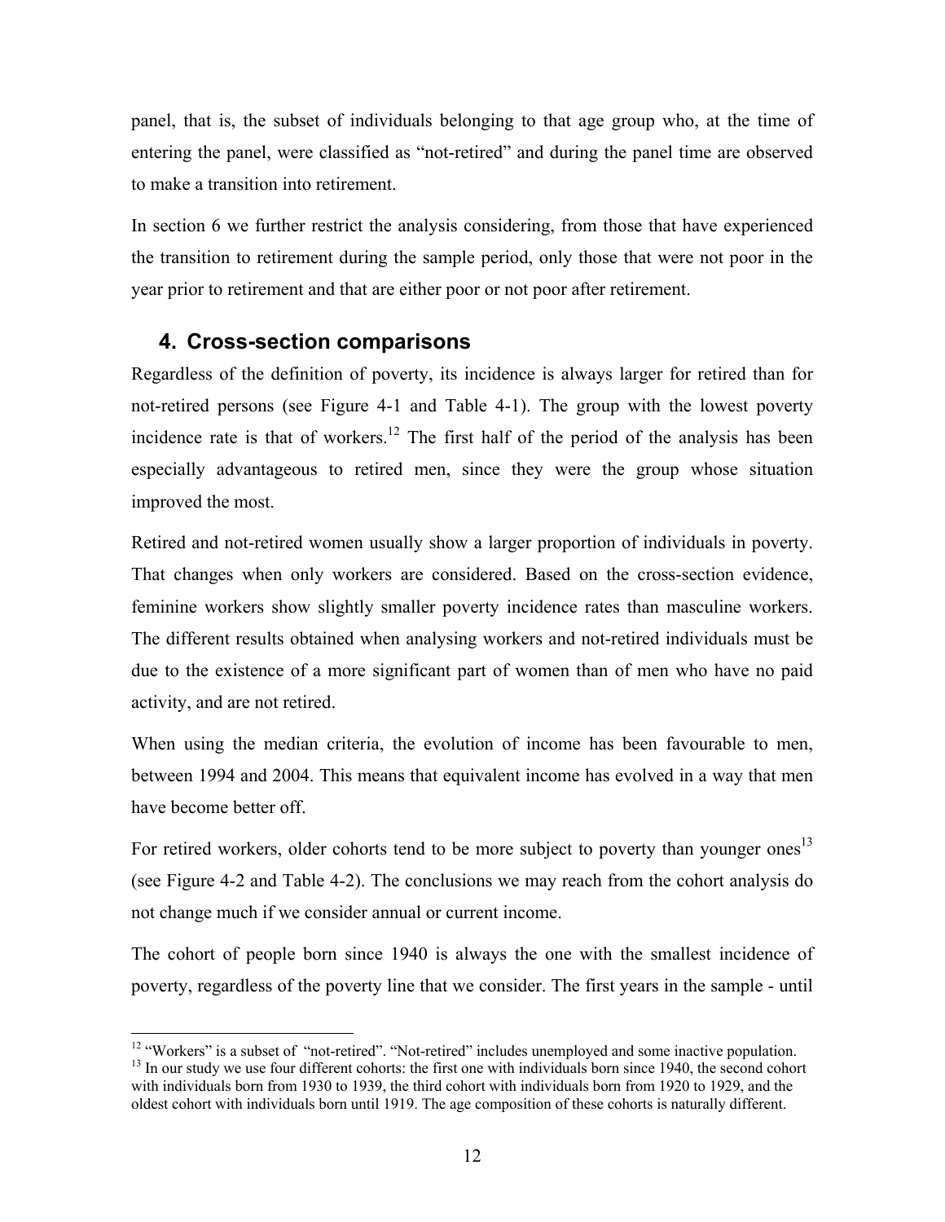panel, that is, the subset of individuals belonging to that age group who, at the time of entering the panel, were classified as "not-retired" and during the panel time are observed to make a transition into retirement.

In section 6 we further restrict the analysis considering, from those that have experienced the transition to retirement during the sample period, only those that were not poor in the year prior to retirement and that are either poor or not poor after retirement.

## 4. Cross-section comparisons

Regardless of the definition of poverty, its incidence is always larger for retired than for not-retired persons (see Figure 4-1 and Table 4-1). The group with the lowest poverty incidence rate is that of workers.[12] The first half of the period of the analysis has been especially advantageous to retired men, since they were the group whose situation improved the most.

Retired and not-retired women usually show a larger proportion of individuals in poverty. That changes when only workers are considered. Based on the cross-section evidence, feminine workers show slightly smaller poverty incidence rates than masculine workers. The different results obtained when analysing workers and not-retired individuals must be due to the existence of a more significant part of women than of men who have no paid activity, and are not retired.

When using the median criteria, the evolution of income has been favourable to men, between 1994 and 2004. This means that equivalent income has evolved in a way that men have become better off.

For retired workers, older cohorts tend to be more subject to poverty than younger ones[13] (see Figure 4-2 and Table 4-2). The conclusions we may reach from the cohort analysis do not change much if we consider annual or current income.

The cohort of people born since 1940 is always the one with the smallest incidence of poverty, regardless of the poverty line that we consider. The first years in the sample - until

---

[12] "Workers" is a subset of "not-retired". "Not-retired" includes unemployed and some inactive population.

[13] In our study we use four different cohorts: the first one with individuals born since 1940, the second cohort with individuals born from 1930 to 1939, the third cohort with individuals born from 1920 to 1929, and the oldest cohort with individuals born until 1919. The age composition of these cohorts is naturally different.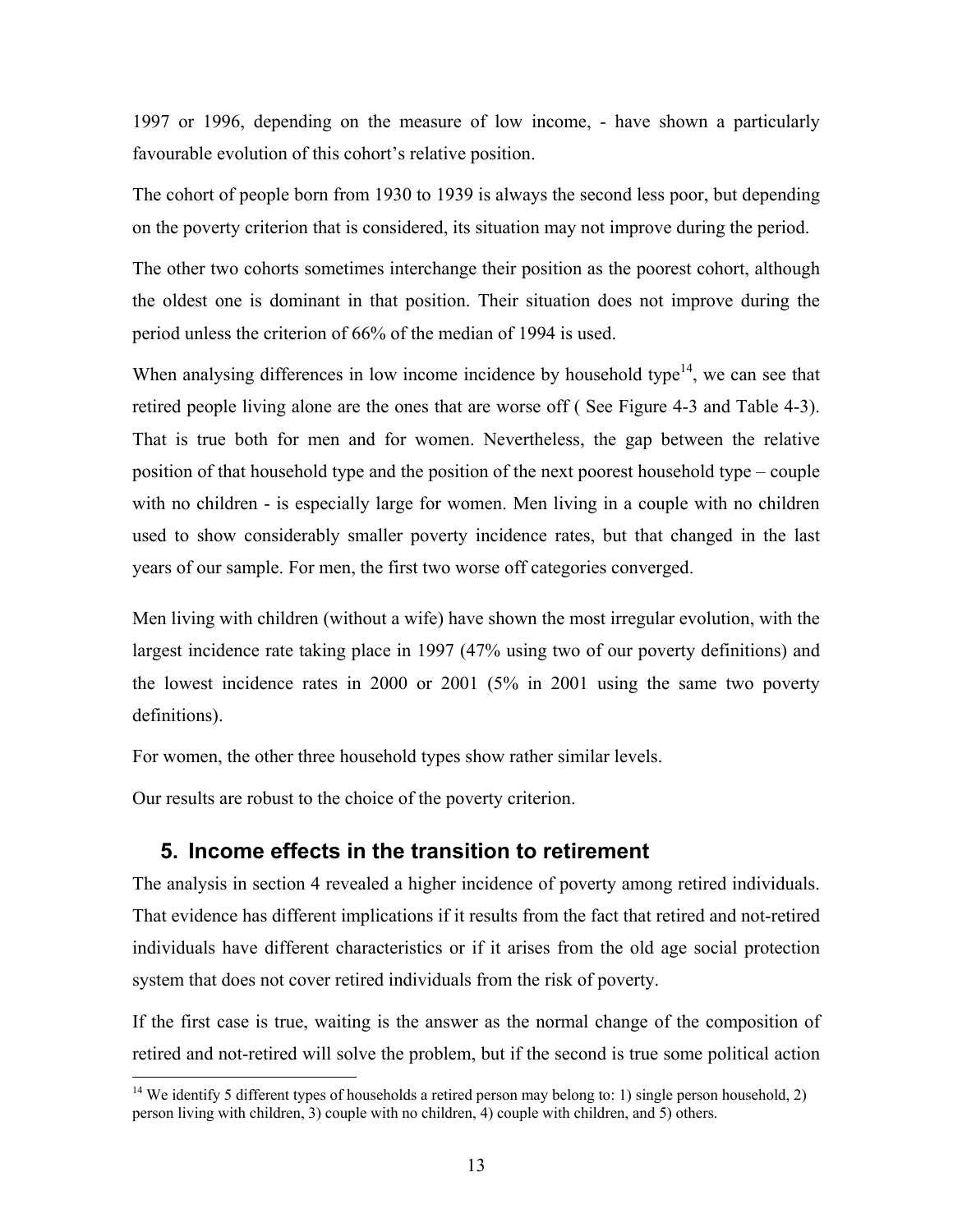1997 or 1996, depending on the measure of low income, - have shown a particularly favourable evolution of this cohort's relative position.

The cohort of people born from 1930 to 1939 is always the second less poor, but depending on the poverty criterion that is considered, its situation may not improve during the period.

The other two cohorts sometimes interchange their position as the poorest cohort, although the oldest one is dominant in that position. Their situation does not improve during the period unless the criterion of 66% of the median of 1994 is used.

When analysing differences in low income incidence by household type[14], we can see that retired people living alone are the ones that are worse off ( See Figure 4-3 and Table 4-3). That is true both for men and for women. Nevertheless, the gap between the relative position of that household type and the position of the next poorest household type – couple with no children - is especially large for women. Men living in a couple with no children used to show considerably smaller poverty incidence rates, but that changed in the last years of our sample. For men, the first two worse off categories converged.

Men living with children (without a wife) have shown the most irregular evolution, with the largest incidence rate taking place in 1997 (47% using two of our poverty definitions) and the lowest incidence rates in 2000 or 2001 (5% in 2001 using the same two poverty definitions).

For women, the other three household types show rather similar levels.

Our results are robust to the choice of the poverty criterion.

## 5. Income effects in the transition to retirement

The analysis in section 4 revealed a higher incidence of poverty among retired individuals. That evidence has different implications if it results from the fact that retired and not-retired individuals have different characteristics or if it arises from the old age social protection system that does not cover retired individuals from the risk of poverty.

If the first case is true, waiting is the answer as the normal change of the composition of retired and not-retired will solve the problem, but if the second is true some political action

[14] We identify 5 different types of households a retired person may belong to: 1) single person household, 2) person living with children, 3) couple with no children, 4) couple with children, and 5) others.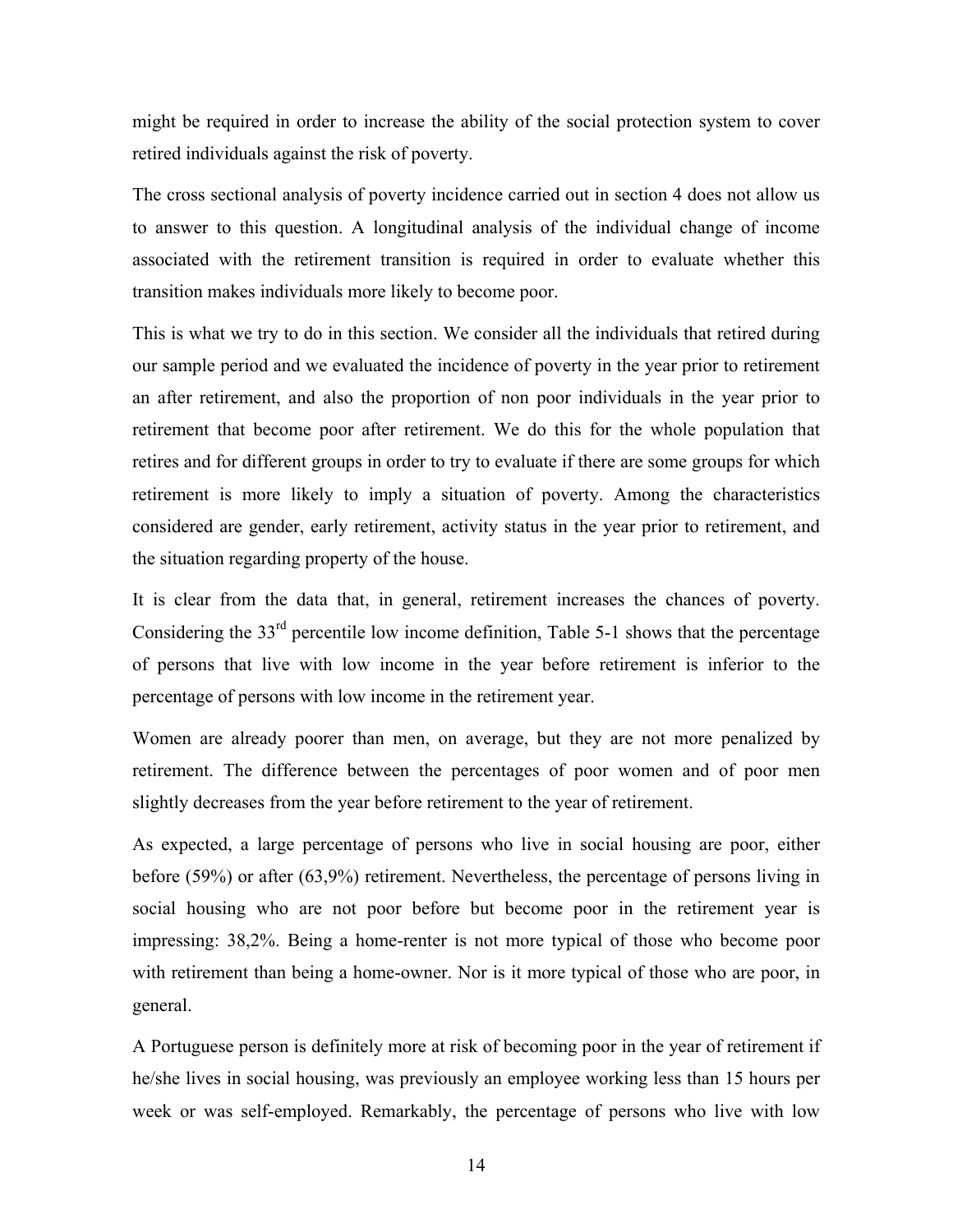might be required in order to increase the ability of the social protection system to cover retired individuals against the risk of poverty.

The cross sectional analysis of poverty incidence carried out in section 4 does not allow us to answer to this question. A longitudinal analysis of the individual change of income associated with the retirement transition is required in order to evaluate whether this transition makes individuals more likely to become poor.

This is what we try to do in this section. We consider all the individuals that retired during our sample period and we evaluated the incidence of poverty in the year prior to retirement an after retirement, and also the proportion of non poor individuals in the year prior to retirement that become poor after retirement. We do this for the whole population that retires and for different groups in order to try to evaluate if there are some groups for which retirement is more likely to imply a situation of poverty. Among the characteristics considered are gender, early retirement, activity status in the year prior to retirement, and the situation regarding property of the house.

It is clear from the data that, in general, retirement increases the chances of poverty. Considering the 33rd percentile low income definition, Table 5-1 shows that the percentage of persons that live with low income in the year before retirement is inferior to the percentage of persons with low income in the retirement year.

Women are already poorer than men, on average, but they are not more penalized by retirement. The difference between the percentages of poor women and of poor men slightly decreases from the year before retirement to the year of retirement.

As expected, a large percentage of persons who live in social housing are poor, either before (59%) or after (63,9%) retirement. Nevertheless, the percentage of persons living in social housing who are not poor before but become poor in the retirement year is impressing: 38,2%. Being a home-renter is not more typical of those who become poor with retirement than being a home-owner. Nor is it more typical of those who are poor, in general.

A Portuguese person is definitely more at risk of becoming poor in the year of retirement if he/she lives in social housing, was previously an employee working less than 15 hours per week or was self-employed. Remarkably, the percentage of persons who live with low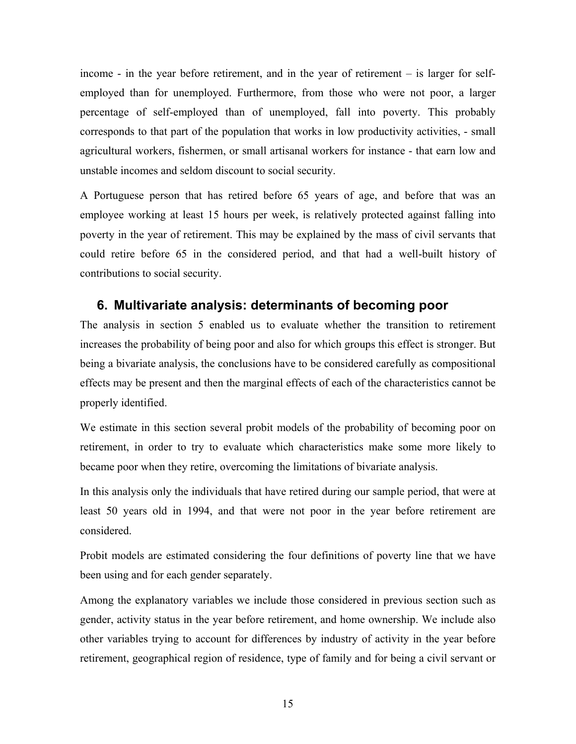income - in the year before retirement, and in the year of retirement – is larger for self-employed than for unemployed. Furthermore, from those who were not poor, a larger percentage of self-employed than of unemployed, fall into poverty. This probably corresponds to that part of the population that works in low productivity activities, - small agricultural workers, fishermen, or small artisanal workers for instance - that earn low and unstable incomes and seldom discount to social security.

A Portuguese person that has retired before 65 years of age, and before that was an employee working at least 15 hours per week, is relatively protected against falling into poverty in the year of retirement. This may be explained by the mass of civil servants that could retire before 65 in the considered period, and that had a well-built history of contributions to social security.

## 6. Multivariate analysis: determinants of becoming poor

The analysis in section 5 enabled us to evaluate whether the transition to retirement increases the probability of being poor and also for which groups this effect is stronger. But being a bivariate analysis, the conclusions have to be considered carefully as compositional effects may be present and then the marginal effects of each of the characteristics cannot be properly identified.

We estimate in this section several probit models of the probability of becoming poor on retirement, in order to try to evaluate which characteristics make some more likely to became poor when they retire, overcoming the limitations of bivariate analysis.

In this analysis only the individuals that have retired during our sample period, that were at least 50 years old in 1994, and that were not poor in the year before retirement are considered.

Probit models are estimated considering the four definitions of poverty line that we have been using and for each gender separately.

Among the explanatory variables we include those considered in previous section such as gender, activity status in the year before retirement, and home ownership. We include also other variables trying to account for differences by industry of activity in the year before retirement, geographical region of residence, type of family and for being a civil servant or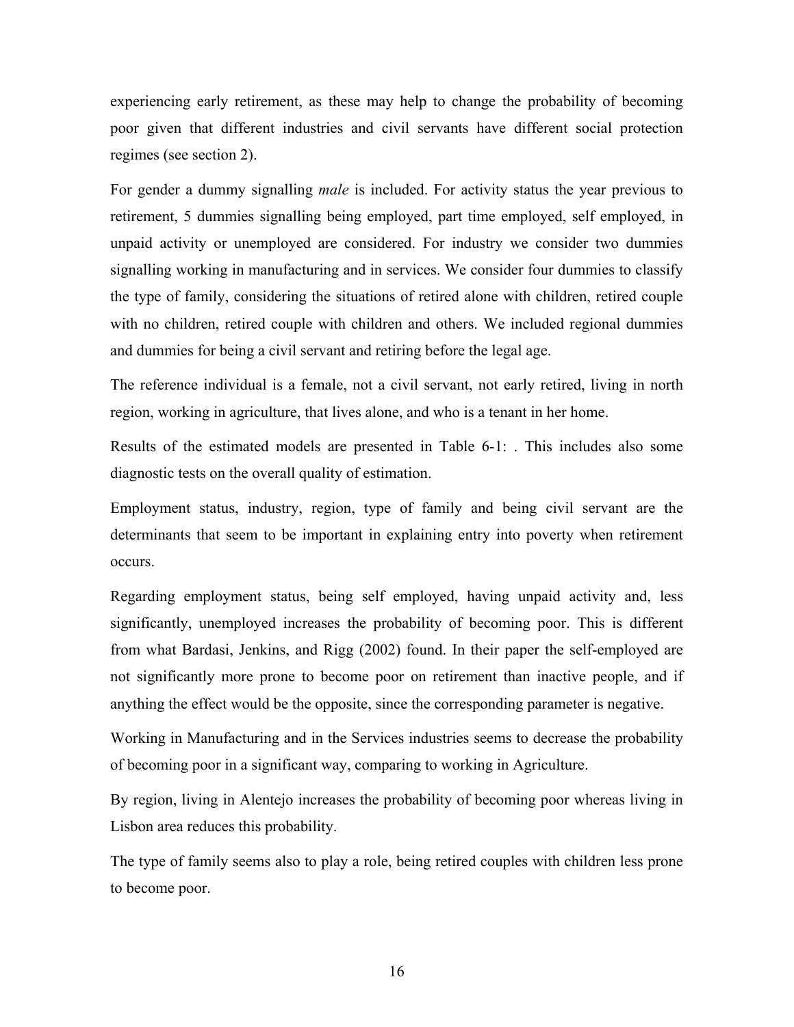experiencing early retirement, as these may help to change the probability of becoming poor given that different industries and civil servants have different social protection regimes (see section 2).

For gender a dummy signalling *male* is included. For activity status the year previous to retirement, 5 dummies signalling being employed, part time employed, self employed, in unpaid activity or unemployed are considered. For industry we consider two dummies signalling working in manufacturing and in services. We consider four dummies to classify the type of family, considering the situations of retired alone with children, retired couple with no children, retired couple with children and others. We included regional dummies and dummies for being a civil servant and retiring before the legal age.

The reference individual is a female, not a civil servant, not early retired, living in north region, working in agriculture, that lives alone, and who is a tenant in her home.

Results of the estimated models are presented in Table 6-1: . This includes also some diagnostic tests on the overall quality of estimation.

Employment status, industry, region, type of family and being civil servant are the determinants that seem to be important in explaining entry into poverty when retirement occurs.

Regarding employment status, being self employed, having unpaid activity and, less significantly, unemployed increases the probability of becoming poor. This is different from what Bardasi, Jenkins, and Rigg (2002) found. In their paper the self-employed are not significantly more prone to become poor on retirement than inactive people, and if anything the effect would be the opposite, since the corresponding parameter is negative.

Working in Manufacturing and in the Services industries seems to decrease the probability of becoming poor in a significant way, comparing to working in Agriculture.

By region, living in Alentejo increases the probability of becoming poor whereas living in Lisbon area reduces this probability.

The type of family seems also to play a role, being retired couples with children less prone to become poor.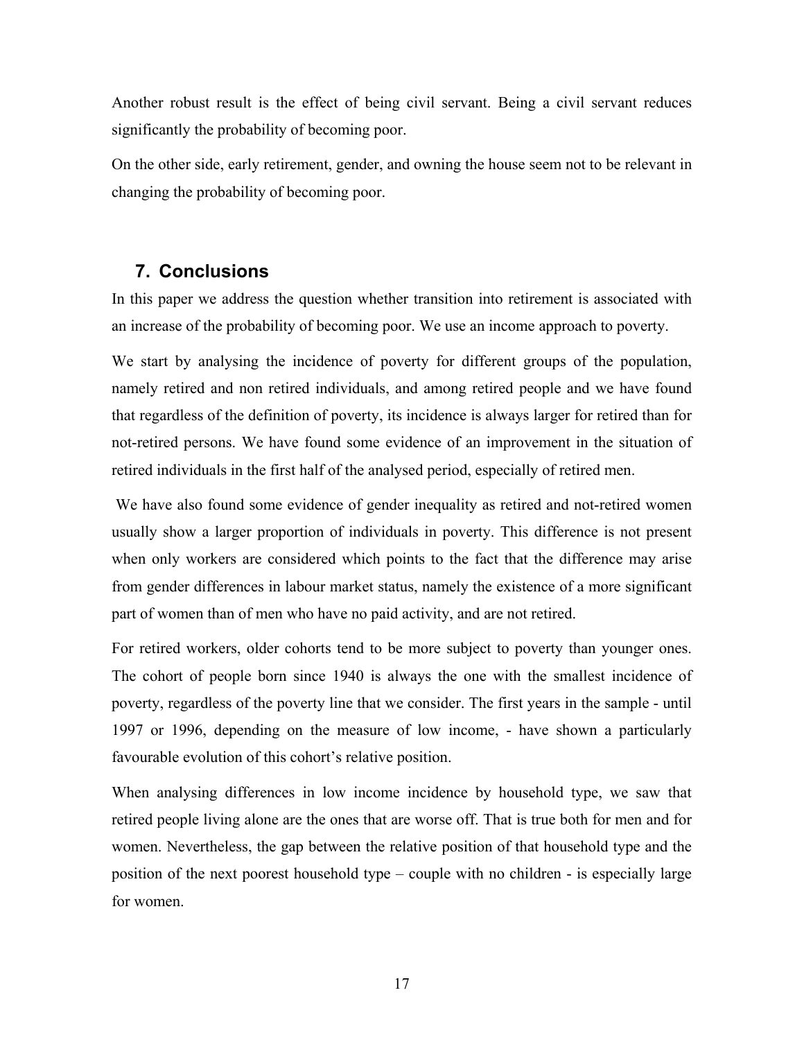Another robust result is the effect of being civil servant. Being a civil servant reduces significantly the probability of becoming poor.

On the other side, early retirement, gender, and owning the house seem not to be relevant in changing the probability of becoming poor.

## 7. Conclusions

In this paper we address the question whether transition into retirement is associated with an increase of the probability of becoming poor. We use an income approach to poverty.

We start by analysing the incidence of poverty for different groups of the population, namely retired and non retired individuals, and among retired people and we have found that regardless of the definition of poverty, its incidence is always larger for retired than for not-retired persons. We have found some evidence of an improvement in the situation of retired individuals in the first half of the analysed period, especially of retired men.

We have also found some evidence of gender inequality as retired and not-retired women usually show a larger proportion of individuals in poverty. This difference is not present when only workers are considered which points to the fact that the difference may arise from gender differences in labour market status, namely the existence of a more significant part of women than of men who have no paid activity, and are not retired.

For retired workers, older cohorts tend to be more subject to poverty than younger ones. The cohort of people born since 1940 is always the one with the smallest incidence of poverty, regardless of the poverty line that we consider. The first years in the sample - until 1997 or 1996, depending on the measure of low income, - have shown a particularly favourable evolution of this cohort's relative position.

When analysing differences in low income incidence by household type, we saw that retired people living alone are the ones that are worse off. That is true both for men and for women. Nevertheless, the gap between the relative position of that household type and the position of the next poorest household type – couple with no children - is especially large for women.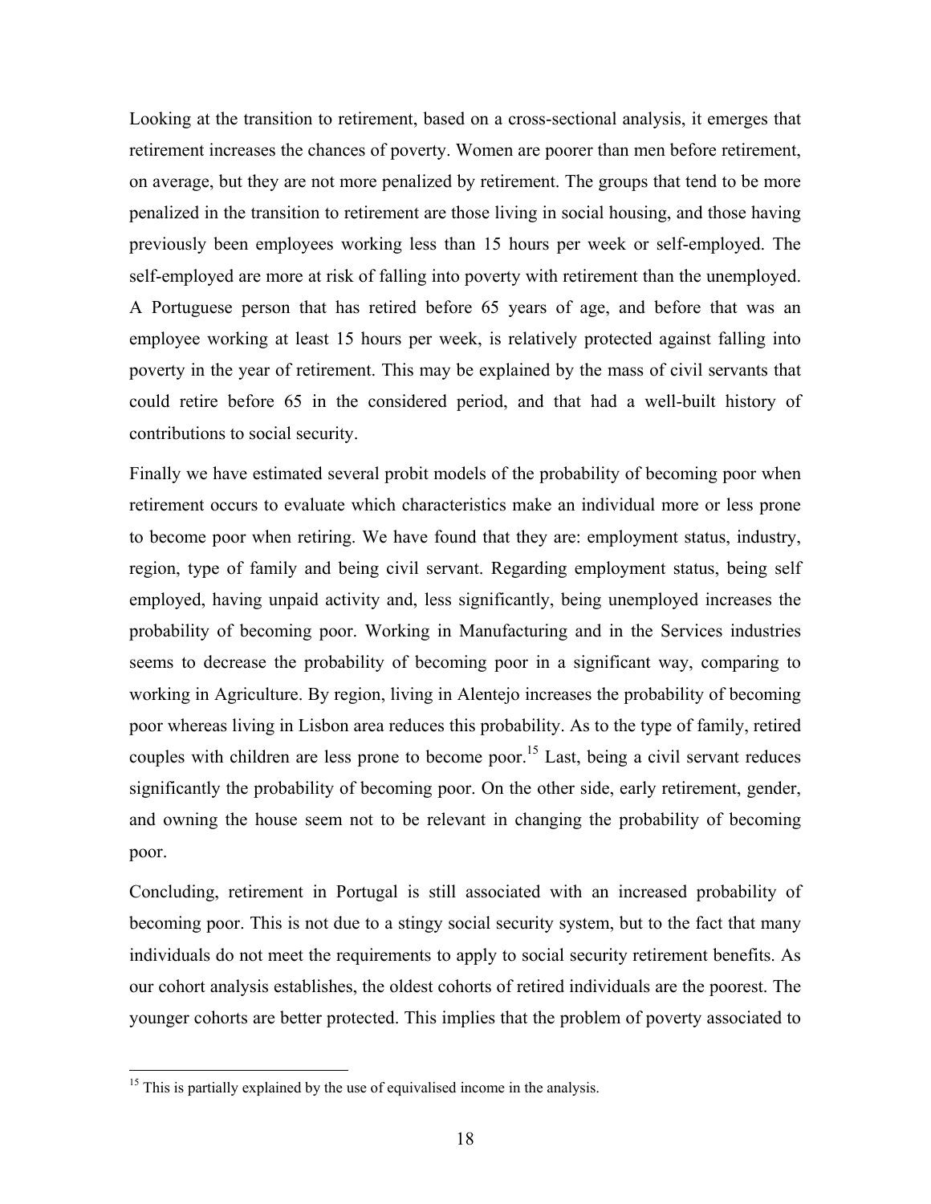Looking at the transition to retirement, based on a cross-sectional analysis, it emerges that retirement increases the chances of poverty. Women are poorer than men before retirement, on average, but they are not more penalized by retirement. The groups that tend to be more penalized in the transition to retirement are those living in social housing, and those having previously been employees working less than 15 hours per week or self-employed. The self-employed are more at risk of falling into poverty with retirement than the unemployed. A Portuguese person that has retired before 65 years of age, and before that was an employee working at least 15 hours per week, is relatively protected against falling into poverty in the year of retirement. This may be explained by the mass of civil servants that could retire before 65 in the considered period, and that had a well-built history of contributions to social security.

Finally we have estimated several probit models of the probability of becoming poor when retirement occurs to evaluate which characteristics make an individual more or less prone to become poor when retiring. We have found that they are: employment status, industry, region, type of family and being civil servant. Regarding employment status, being self employed, having unpaid activity and, less significantly, being unemployed increases the probability of becoming poor. Working in Manufacturing and in the Services industries seems to decrease the probability of becoming poor in a significant way, comparing to working in Agriculture. By region, living in Alentejo increases the probability of becoming poor whereas living in Lisbon area reduces this probability. As to the type of family, retired couples with children are less prone to become poor.[15] Last, being a civil servant reduces significantly the probability of becoming poor. On the other side, early retirement, gender, and owning the house seem not to be relevant in changing the probability of becoming poor.

Concluding, retirement in Portugal is still associated with an increased probability of becoming poor. This is not due to a stingy social security system, but to the fact that many individuals do not meet the requirements to apply to social security retirement benefits. As our cohort analysis establishes, the oldest cohorts of retired individuals are the poorest. The younger cohorts are better protected. This implies that the problem of poverty associated to

[15] This is partially explained by the use of equivalised income in the analysis.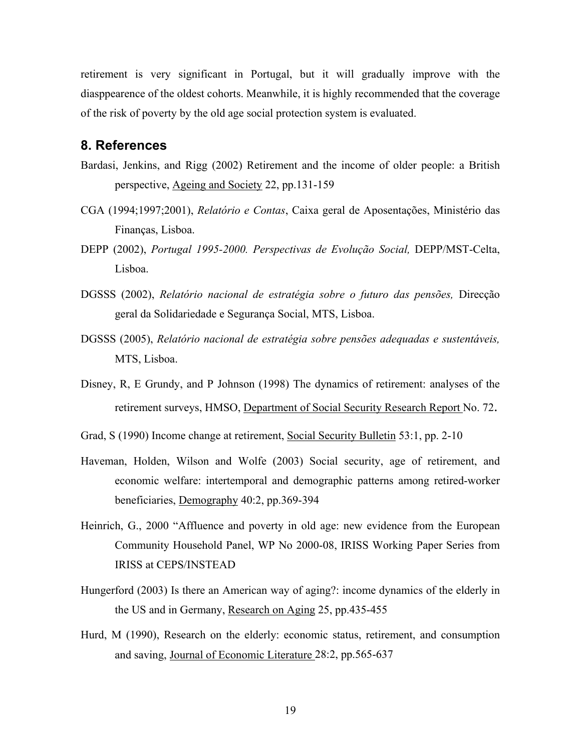retirement is very significant in Portugal, but it will gradually improve with the diasppearence of the oldest cohorts. Meanwhile, it is highly recommended that the coverage of the risk of poverty by the old age social protection system is evaluated.

## 8. References

Bardasi, Jenkins, and Rigg (2002) Retirement and the income of older people: a British perspective, Ageing and Society 22, pp.131-159

CGA (1994;1997;2001), *Relatório e Contas*, Caixa geral de Aposentações, Ministério das Finanças, Lisboa.

DEPP (2002), *Portugal 1995-2000. Perspectivas de Evolução Social,* DEPP/MST-Celta, Lisboa.

DGSSS (2002), *Relatório nacional de estratégia sobre o futuro das pensões,* Direcção geral da Solidariedade e Segurança Social, MTS, Lisboa.

DGSSS (2005), *Relatório nacional de estratégia sobre pensões adequadas e sustentáveis,* MTS, Lisboa.

Disney, R, E Grundy, and P Johnson (1998) The dynamics of retirement: analyses of the retirement surveys, HMSO, Department of Social Security Research Report No. 72.

Grad, S (1990) Income change at retirement, Social Security Bulletin 53:1, pp. 2-10

Haveman, Holden, Wilson and Wolfe (2003) Social security, age of retirement, and economic welfare: intertemporal and demographic patterns among retired-worker beneficiaries, Demography 40:2, pp.369-394

Heinrich, G., 2000 "Affluence and poverty in old age: new evidence from the European Community Household Panel, WP No 2000-08, IRISS Working Paper Series from IRISS at CEPS/INSTEAD

Hungerford (2003) Is there an American way of aging?: income dynamics of the elderly in the US and in Germany, Research on Aging 25, pp.435-455

Hurd, M (1990), Research on the elderly: economic status, retirement, and consumption and saving, Journal of Economic Literature 28:2, pp.565-637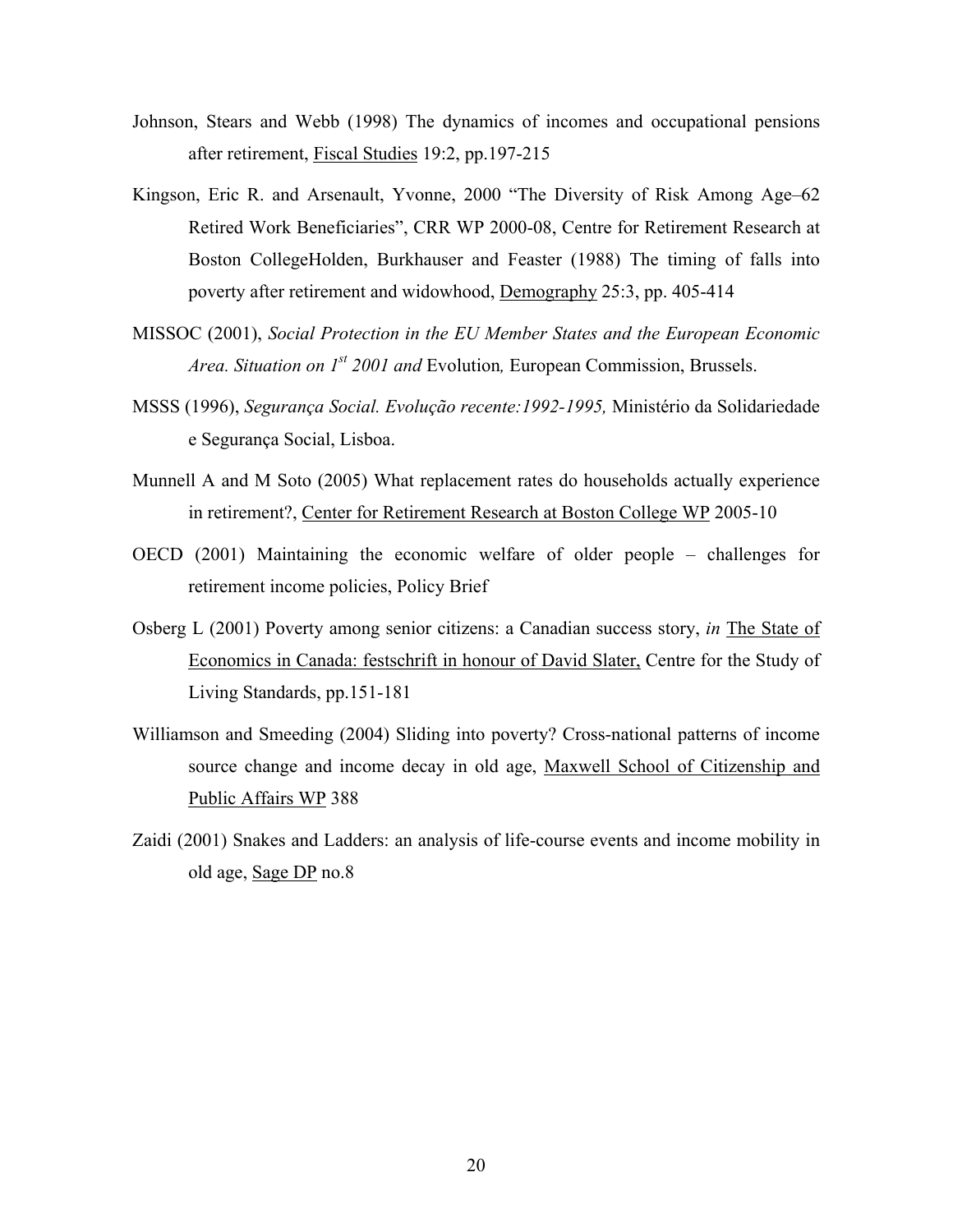Johnson, Stears and Webb (1998) The dynamics of incomes and occupational pensions after retirement, Fiscal Studies 19:2, pp.197-215

Kingson, Eric R. and Arsenault, Yvonne, 2000 "The Diversity of Risk Among Age–62 Retired Work Beneficiaries", CRR WP 2000-08, Centre for Retirement Research at Boston CollegeHolden, Burkhauser and Feaster (1988) The timing of falls into poverty after retirement and widowhood, Demography 25:3, pp. 405-414

MISSOC (2001), *Social Protection in the EU Member States and the European Economic Area. Situation on 1st 2001 and* Evolution*,* European Commission, Brussels.

MSSS (1996), *Segurança Social. Evolução recente:1992-1995,* Ministério da Solidariedade e Segurança Social, Lisboa.

Munnell A and M Soto (2005) What replacement rates do households actually experience in retirement?, Center for Retirement Research at Boston College WP 2005-10

OECD (2001) Maintaining the economic welfare of older people – challenges for retirement income policies, Policy Brief

Osberg L (2001) Poverty among senior citizens: a Canadian success story, *in* The State of Economics in Canada: festschrift in honour of David Slater, Centre for the Study of Living Standards, pp.151-181

Williamson and Smeeding (2004) Sliding into poverty? Cross-national patterns of income source change and income decay in old age, Maxwell School of Citizenship and Public Affairs WP 388

Zaidi (2001) Snakes and Ladders: an analysis of life-course events and income mobility in old age, Sage DP no.8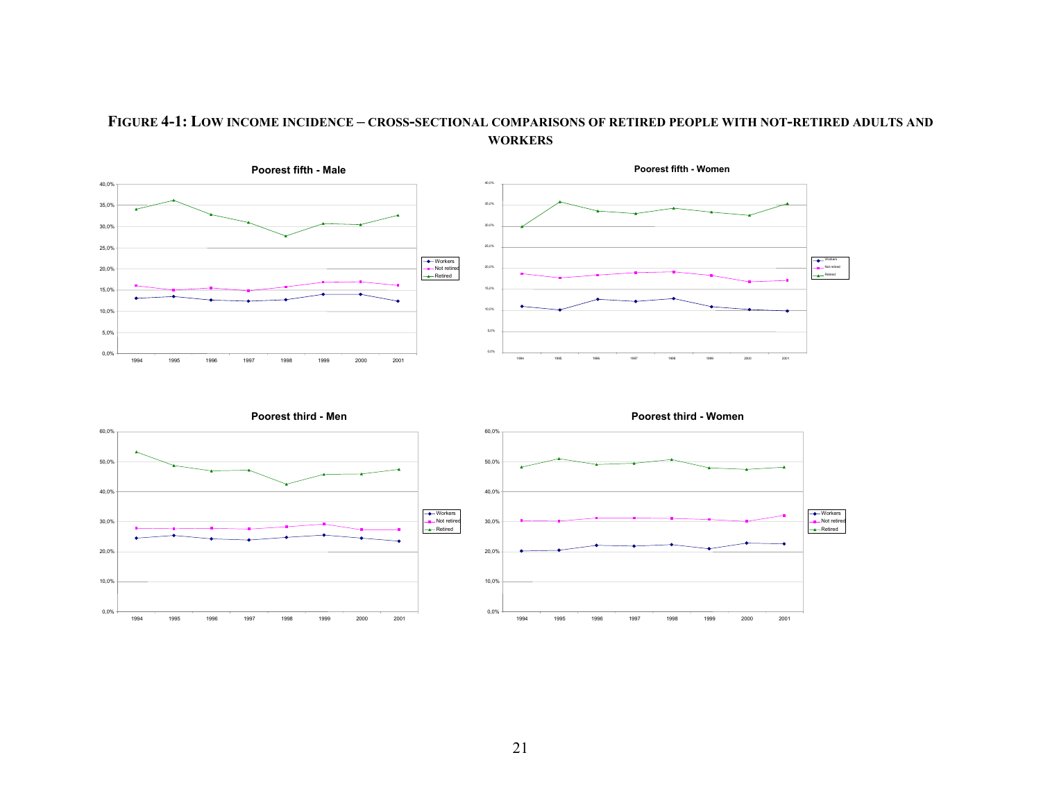**FIGURE 4-1: LOW INCOME INCIDENCE – CROSS-SECTIONAL COMPARISONS OF RETIRED PEOPLE WITH NOT-RETIRED ADULTS AND WORKERS**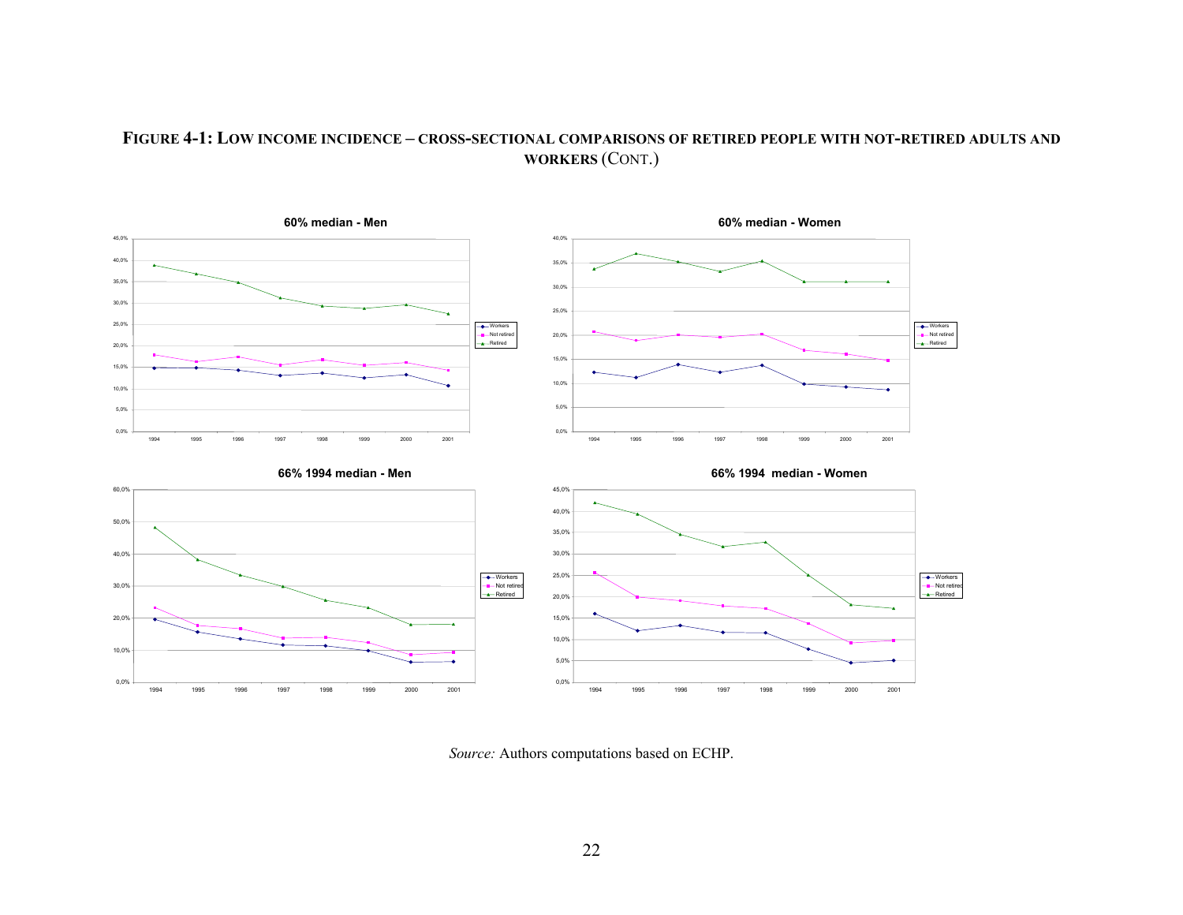**FIGURE 4-1: LOW INCOME INCIDENCE – CROSS-SECTIONAL COMPARISONS OF RETIRED PEOPLE WITH NOT-RETIRED ADULTS AND WORKERS** (CONT.)

*Source:* Authors computations based on ECHP.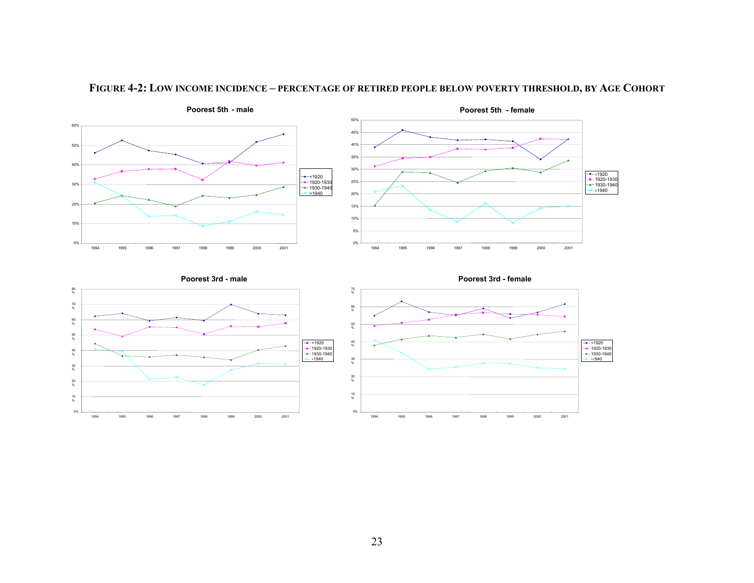**FIGURE 4-2: LOW INCOME INCIDENCE – PERCENTAGE OF RETIRED PEOPLE BELOW POVERTY THRESHOLD, BY AGE COHORT**

**Poorest 5th - male**

**Poorest 5th - female**

**Poorest 3rd - male**

**Poorest 3rd - female**

Legend: <1920, 1920-1930, 1930-1940, >1940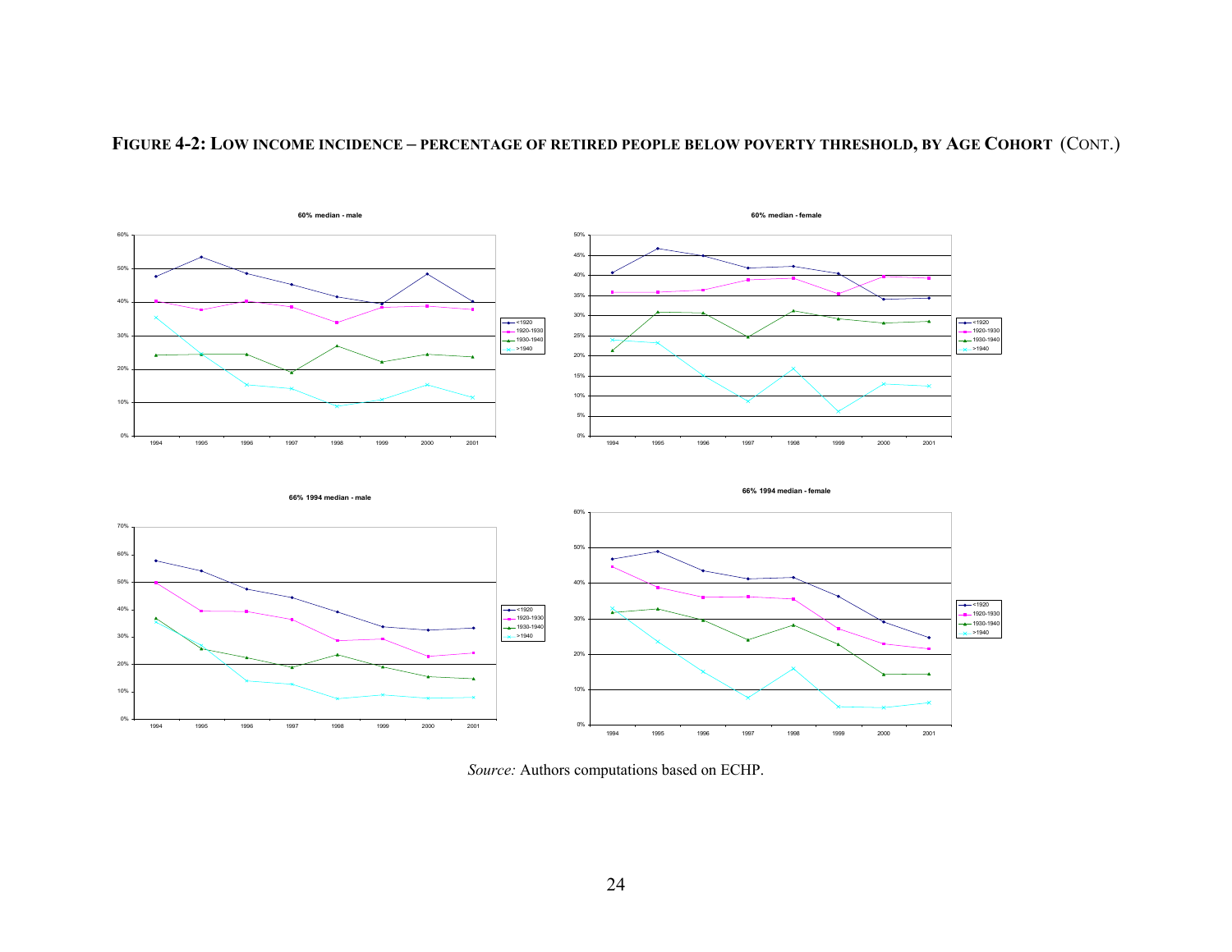**FIGURE 4-2: LOW INCOME INCIDENCE – PERCENTAGE OF RETIRED PEOPLE BELOW POVERTY THRESHOLD, BY AGE COHORT (CONT.)**

**60% median - male**

**60% median - female**

**66% 1994 median - male**

**66% 1994 median - female**

*Source:* Authors computations based on ECHP.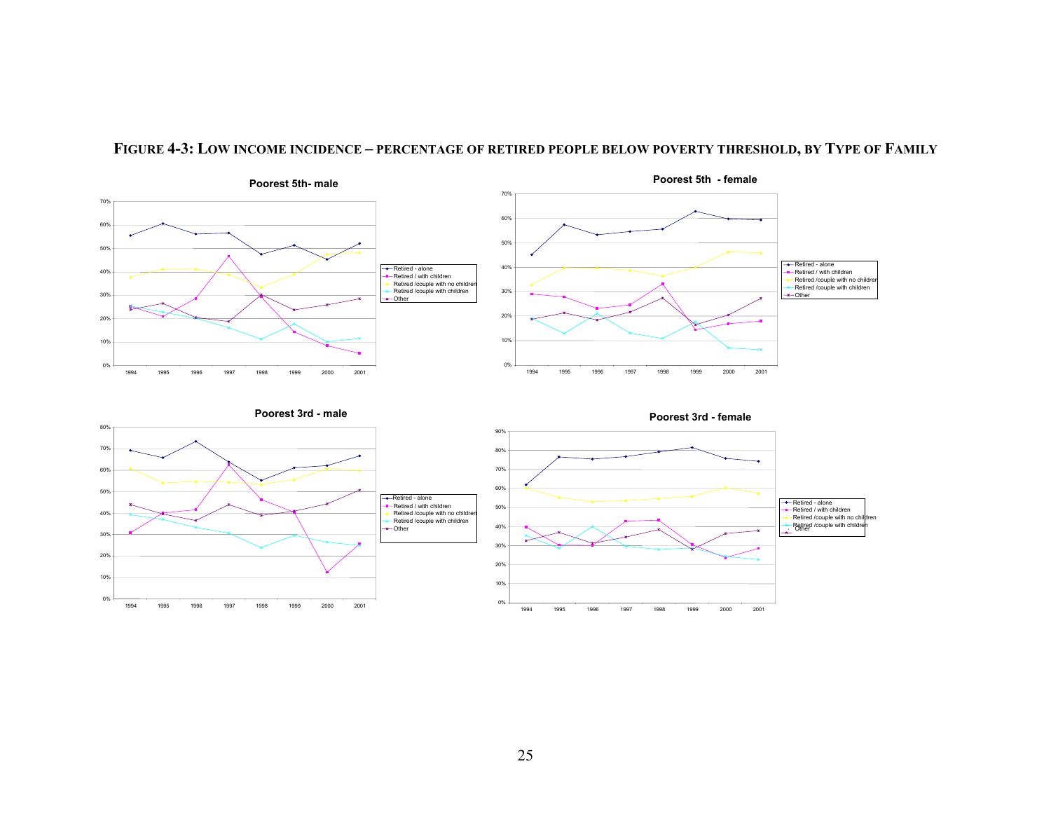**FIGURE 4-3: LOW INCOME INCIDENCE – PERCENTAGE OF RETIRED PEOPLE BELOW POVERTY THRESHOLD, BY TYPE OF FAMILY**

**Poorest 5th- male**

**Poorest 5th - female**

**Poorest 3rd - male**

**Poorest 3rd - female**

Legend: Retired - alone; Retired / with children; Retired /couple with no children; Retired /couple with children; Other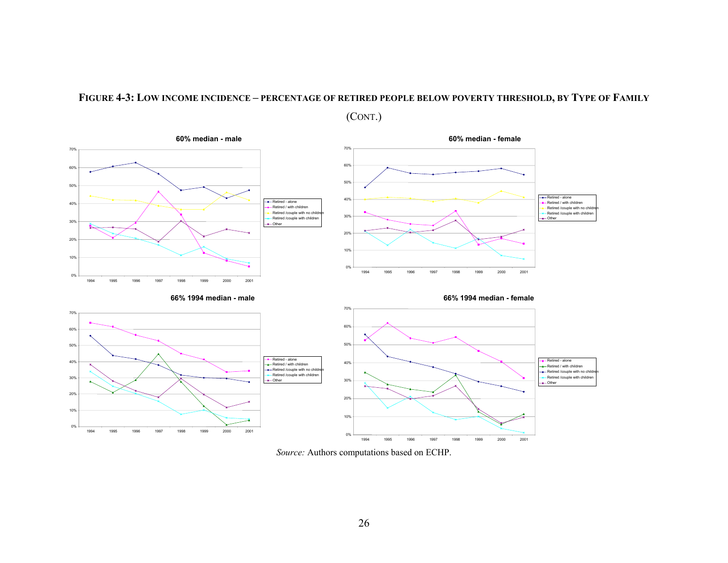**FIGURE 4-3: LOW INCOME INCIDENCE – PERCENTAGE OF RETIRED PEOPLE BELOW POVERTY THRESHOLD, BY TYPE OF FAMILY**

**(CONT.)**

**60% median - male**

**60% median - female**

**66% 1994 median - male**

**66% 1994 median - female**

*Source:* Authors computations based on ECHP.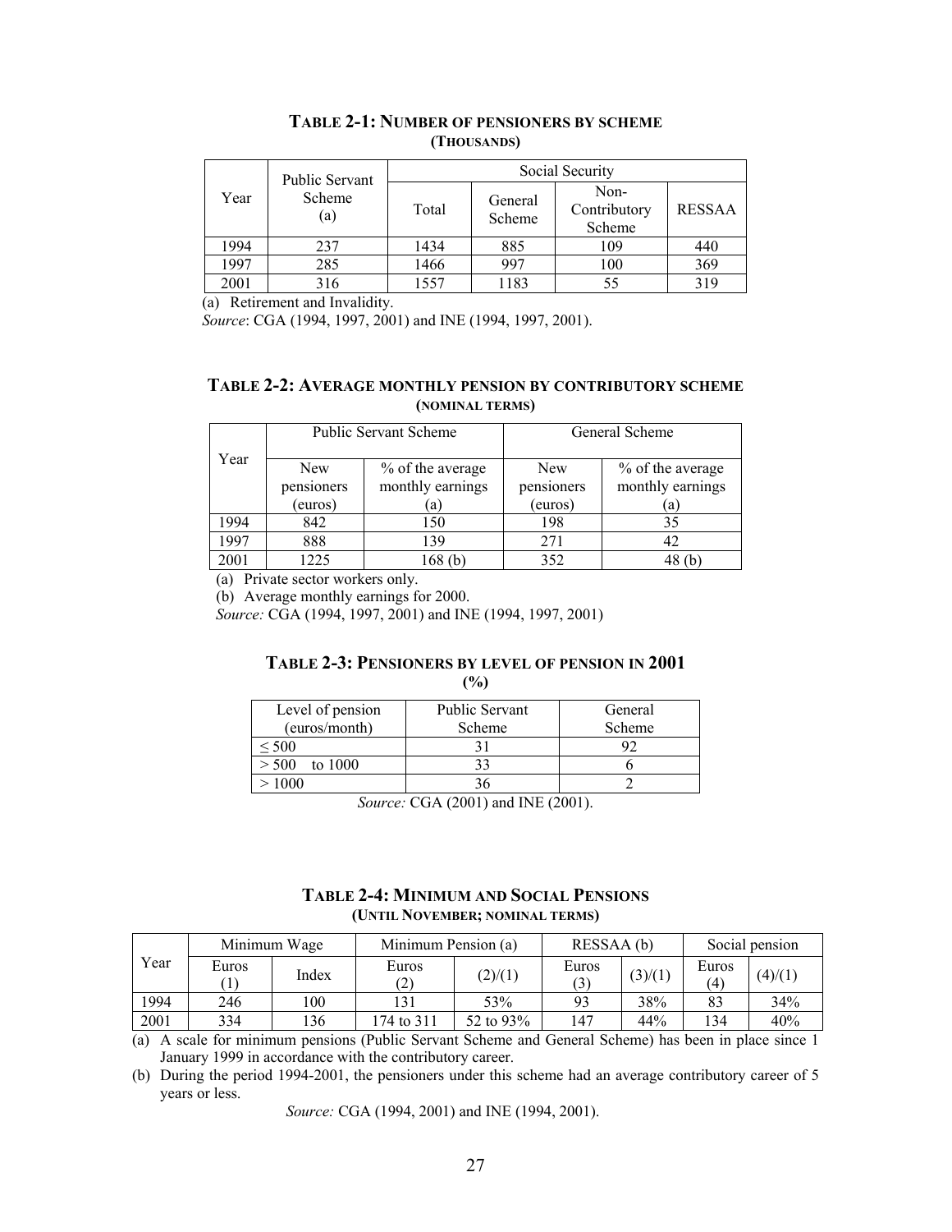**TABLE 2-1: NUMBER OF PENSIONERS BY SCHEME (THOUSANDS)**

| Year | Public Servant Scheme (a) | Social Security | | | |
|---|---|---|---|---|---|
| | | Total | General Scheme | Non-Contributory Scheme | RESSAA |
| 1994 | 237 | 1434 | 885 | 109 | 440 |
| 1997 | 285 | 1466 | 997 | 100 | 369 |
| 2001 | 316 | 1557 | 1183 | 55 | 319 |

(a) Retirement and Invalidity.

*Source*: CGA (1994, 1997, 2001) and INE (1994, 1997, 2001).

**TABLE 2-2: AVERAGE MONTHLY PENSION BY CONTRIBUTORY SCHEME (NOMINAL TERMS)**

| Year | Public Servant Scheme | | General Scheme | |
|---|---|---|---|---|
| | New pensioners (euros) | % of the average monthly earnings (a) | New pensioners (euros) | % of the average monthly earnings (a) |
| 1994 | 842 | 150 | 198 | 35 |
| 1997 | 888 | 139 | 271 | 42 |
| 2001 | 1225 | 168 (b) | 352 | 48 (b) |

(a) Private sector workers only.

(b) Average monthly earnings for 2000.

*Source:* CGA (1994, 1997, 2001) and INE (1994, 1997, 2001)

**TABLE 2-3: PENSIONERS BY LEVEL OF PENSION IN 2001 (%)**

| Level of pension (euros/month) | Public Servant Scheme | General Scheme |
|---|---|---|
| ≤ 500 | 31 | 92 |
| > 500 to 1000 | 33 | 6 |
| > 1000 | 36 | 2 |

*Source:* CGA (2001) and INE (2001).

**TABLE 2-4: MINIMUM AND SOCIAL PENSIONS (UNTIL NOVEMBER; NOMINAL TERMS)**

| Year | Minimum Wage | | Minimum Pension (a) | | RESSAA (b) | | Social pension | |
|---|---|---|---|---|---|---|---|---|
| | Euros (1) | Index | Euros (2) | (2)/(1) | Euros (3) | (3)/(1) | Euros (4) | (4)/(1) |
| 1994 | 246 | 100 | 131 | 53% | 93 | 38% | 83 | 34% |
| 2001 | 334 | 136 | 174 to 311 | 52 to 93% | 147 | 44% | 134 | 40% |

(a) A scale for minimum pensions (Public Servant Scheme and General Scheme) has been in place since 1 January 1999 in accordance with the contributory career.

(b) During the period 1994-2001, the pensioners under this scheme had an average contributory career of 5 years or less.

*Source:* CGA (1994, 2001) and INE (1994, 2001).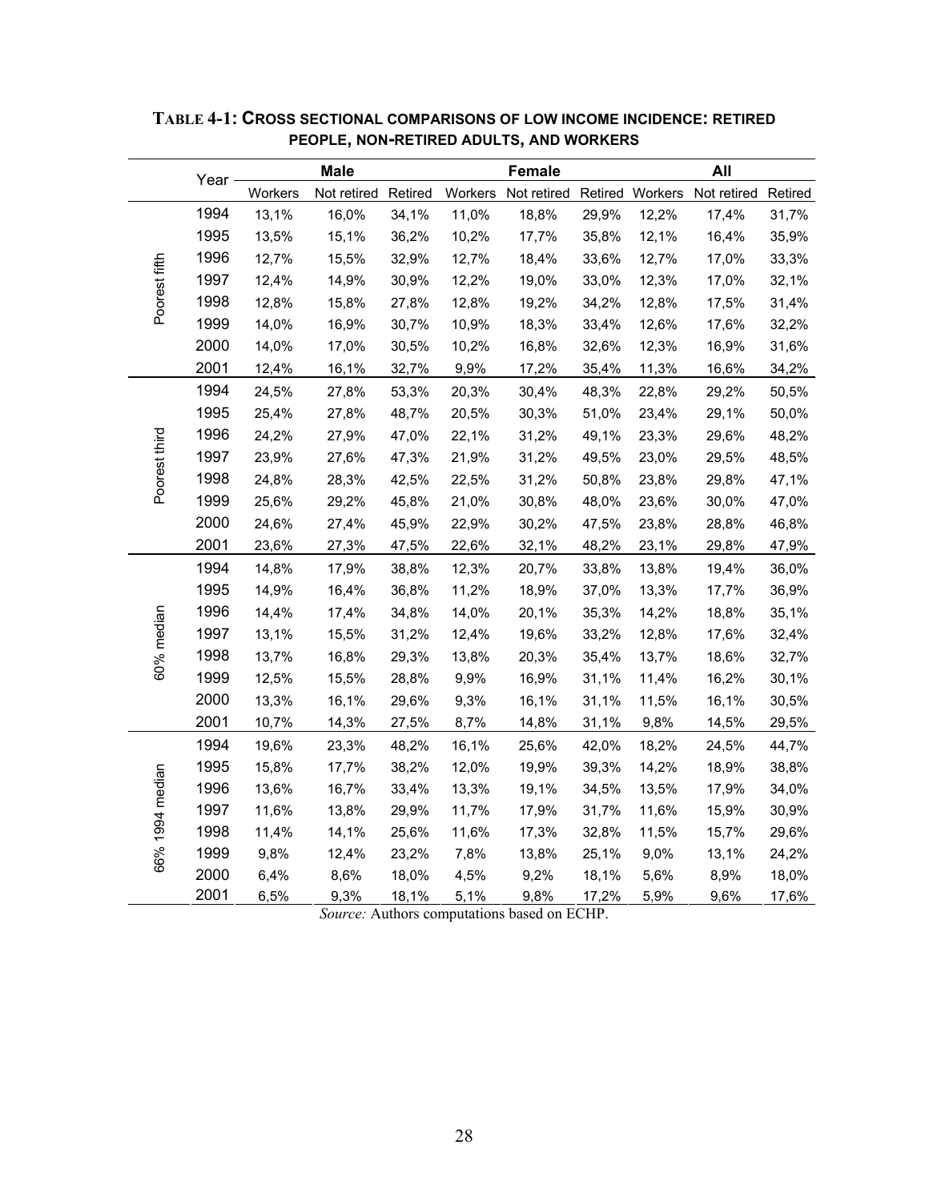**TABLE 4-1: CROSS SECTIONAL COMPARISONS OF LOW INCOME INCIDENCE: RETIRED PEOPLE, NON-RETIRED ADULTS, AND WORKERS**

| | Year | Male | | | Female | | | All | | |
|---|---|---|---|---|---|---|---|---|---|---|
| | | Workers | Not retired | Retired | Workers | Not retired | Retired | Workers | Not retired | Retired |
| Poorest fifth | 1994 | 13,1% | 16,0% | 34,1% | 11,0% | 18,8% | 29,9% | 12,2% | 17,4% | 31,7% |
| | 1995 | 13,5% | 15,1% | 36,2% | 10,2% | 17,7% | 35,8% | 12,1% | 16,4% | 35,9% |
| | 1996 | 12,7% | 15,5% | 32,9% | 12,7% | 18,4% | 33,6% | 12,7% | 17,0% | 33,3% |
| | 1997 | 12,4% | 14,9% | 30,9% | 12,2% | 19,0% | 33,0% | 12,3% | 17,0% | 32,1% |
| | 1998 | 12,8% | 15,8% | 27,8% | 12,8% | 19,2% | 34,2% | 12,8% | 17,5% | 31,4% |
| | 1999 | 14,0% | 16,9% | 30,7% | 10,9% | 18,3% | 33,4% | 12,6% | 17,6% | 32,2% |
| | 2000 | 14,0% | 17,0% | 30,5% | 10,2% | 16,8% | 32,6% | 12,3% | 16,9% | 31,6% |
| | 2001 | 12,4% | 16,1% | 32,7% | 9,9% | 17,2% | 35,4% | 11,3% | 16,6% | 34,2% |
| Poorest third | 1994 | 24,5% | 27,8% | 53,3% | 20,3% | 30,4% | 48,3% | 22,8% | 29,2% | 50,5% |
| | 1995 | 25,4% | 27,8% | 48,7% | 20,5% | 30,3% | 51,0% | 23,4% | 29,1% | 50,0% |
| | 1996 | 24,2% | 27,9% | 47,0% | 22,1% | 31,2% | 49,1% | 23,3% | 29,6% | 48,2% |
| | 1997 | 23,9% | 27,6% | 47,3% | 21,9% | 31,2% | 49,5% | 23,0% | 29,5% | 48,5% |
| | 1998 | 24,8% | 28,3% | 42,5% | 22,5% | 31,2% | 50,8% | 23,8% | 29,8% | 47,1% |
| | 1999 | 25,6% | 29,2% | 45,8% | 21,0% | 30,8% | 48,0% | 23,6% | 30,0% | 47,0% |
| | 2000 | 24,6% | 27,4% | 45,9% | 22,9% | 30,2% | 47,5% | 23,8% | 28,8% | 46,8% |
| | 2001 | 23,6% | 27,3% | 47,5% | 22,6% | 32,1% | 48,2% | 23,1% | 29,8% | 47,9% |
| 60% median | 1994 | 14,8% | 17,9% | 38,8% | 12,3% | 20,7% | 33,8% | 13,8% | 19,4% | 36,0% |
| | 1995 | 14,9% | 16,4% | 36,8% | 11,2% | 18,9% | 37,0% | 13,3% | 17,7% | 36,9% |
| | 1996 | 14,4% | 17,4% | 34,8% | 14,0% | 20,1% | 35,3% | 14,2% | 18,8% | 35,1% |
| | 1997 | 13,1% | 15,5% | 31,2% | 12,4% | 19,6% | 33,2% | 12,8% | 17,6% | 32,4% |
| | 1998 | 13,7% | 16,8% | 29,3% | 13,8% | 20,3% | 35,4% | 13,7% | 18,6% | 32,7% |
| | 1999 | 12,5% | 15,5% | 28,8% | 9,9% | 16,9% | 31,1% | 11,4% | 16,2% | 30,1% |
| | 2000 | 13,3% | 16,1% | 29,6% | 9,3% | 16,1% | 31,1% | 11,5% | 16,1% | 30,5% |
| | 2001 | 10,7% | 14,3% | 27,5% | 8,7% | 14,8% | 31,1% | 9,8% | 14,5% | 29,5% |
| 66% 1994 median | 1994 | 19,6% | 23,3% | 48,2% | 16,1% | 25,6% | 42,0% | 18,2% | 24,5% | 44,7% |
| | 1995 | 15,8% | 17,7% | 38,2% | 12,0% | 19,9% | 39,3% | 14,2% | 18,9% | 38,8% |
| | 1996 | 13,6% | 16,7% | 33,4% | 13,3% | 19,1% | 34,5% | 13,5% | 17,9% | 34,0% |
| | 1997 | 11,6% | 13,8% | 29,9% | 11,7% | 17,9% | 31,7% | 11,6% | 15,9% | 30,9% |
| | 1998 | 11,4% | 14,1% | 25,6% | 11,6% | 17,3% | 32,8% | 11,5% | 15,7% | 29,6% |
| | 1999 | 9,8% | 12,4% | 23,2% | 7,8% | 13,8% | 25,1% | 9,0% | 13,1% | 24,2% |
| | 2000 | 6,4% | 8,6% | 18,0% | 4,5% | 9,2% | 18,1% | 5,6% | 8,9% | 18,0% |
| | 2001 | 6,5% | 9,3% | 18,1% | 5,1% | 9,8% | 17,2% | 5,9% | 9,6% | 17,6% |

*Source:* Authors computations based on ECHP.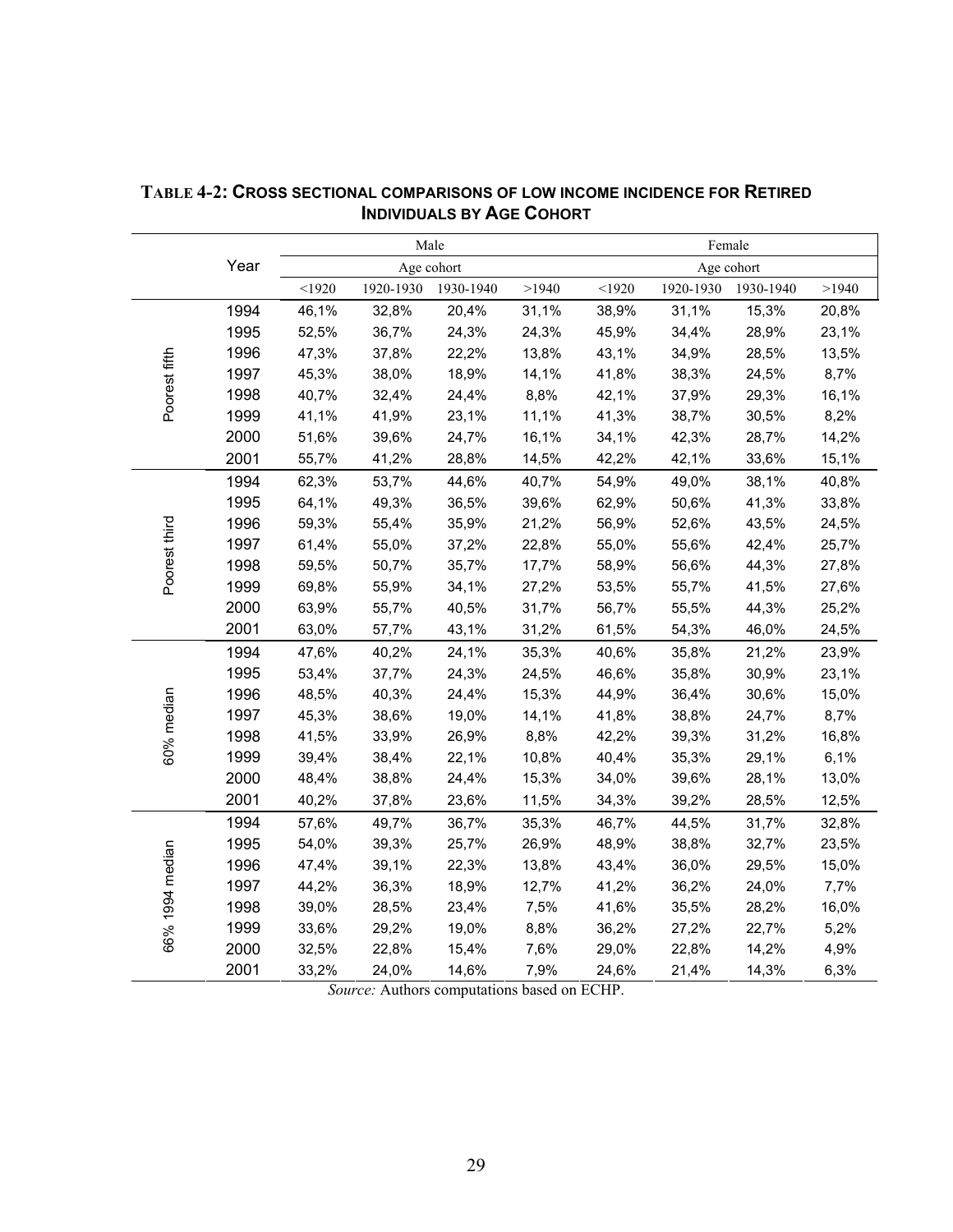**TABLE 4-2: CROSS SECTIONAL COMPARISONS OF LOW INCOME INCIDENCE FOR RETIRED INDIVIDUALS BY AGE COHORT**

| | Year | Male | | | | Female | | | |
|---|---|---|---|---|---|---|---|---|---|
| | | Age cohort | | | | Age cohort | | | |
| | | <1920 | 1920-1930 | 1930-1940 | >1940 | <1920 | 1920-1930 | 1930-1940 | >1940 |
| Poorest fifth | 1994 | 46,1% | 32,8% | 20,4% | 31,1% | 38,9% | 31,1% | 15,3% | 20,8% |
| | 1995 | 52,5% | 36,7% | 24,3% | 24,3% | 45,9% | 34,4% | 28,9% | 23,1% |
| | 1996 | 47,3% | 37,8% | 22,2% | 13,8% | 43,1% | 34,9% | 28,5% | 13,5% |
| | 1997 | 45,3% | 38,0% | 18,9% | 14,1% | 41,8% | 38,3% | 24,5% | 8,7% |
| | 1998 | 40,7% | 32,4% | 24,4% | 8,8% | 42,1% | 37,9% | 29,3% | 16,1% |
| | 1999 | 41,1% | 41,9% | 23,1% | 11,1% | 41,3% | 38,7% | 30,5% | 8,2% |
| | 2000 | 51,6% | 39,6% | 24,7% | 16,1% | 34,1% | 42,3% | 28,7% | 14,2% |
| | 2001 | 55,7% | 41,2% | 28,8% | 14,5% | 42,2% | 42,1% | 33,6% | 15,1% |
| Poorest third | 1994 | 62,3% | 53,7% | 44,6% | 40,7% | 54,9% | 49,0% | 38,1% | 40,8% |
| | 1995 | 64,1% | 49,3% | 36,5% | 39,6% | 62,9% | 50,6% | 41,3% | 33,8% |
| | 1996 | 59,3% | 55,4% | 35,9% | 21,2% | 56,9% | 52,6% | 43,5% | 24,5% |
| | 1997 | 61,4% | 55,0% | 37,2% | 22,8% | 55,0% | 55,6% | 42,4% | 25,7% |
| | 1998 | 59,5% | 50,7% | 35,7% | 17,7% | 58,9% | 56,6% | 44,3% | 27,8% |
| | 1999 | 69,8% | 55,9% | 34,1% | 27,2% | 53,5% | 55,7% | 41,5% | 27,6% |
| | 2000 | 63,9% | 55,7% | 40,5% | 31,7% | 56,7% | 55,5% | 44,3% | 25,2% |
| | 2001 | 63,0% | 57,7% | 43,1% | 31,2% | 61,5% | 54,3% | 46,0% | 24,5% |
| 60% median | 1994 | 47,6% | 40,2% | 24,1% | 35,3% | 40,6% | 35,8% | 21,2% | 23,9% |
| | 1995 | 53,4% | 37,7% | 24,3% | 24,5% | 46,6% | 35,8% | 30,9% | 23,1% |
| | 1996 | 48,5% | 40,3% | 24,4% | 15,3% | 44,9% | 36,4% | 30,6% | 15,0% |
| | 1997 | 45,3% | 38,6% | 19,0% | 14,1% | 41,8% | 38,8% | 24,7% | 8,7% |
| | 1998 | 41,5% | 33,9% | 26,9% | 8,8% | 42,2% | 39,3% | 31,2% | 16,8% |
| | 1999 | 39,4% | 38,4% | 22,1% | 10,8% | 40,4% | 35,3% | 29,1% | 6,1% |
| | 2000 | 48,4% | 38,8% | 24,4% | 15,3% | 34,0% | 39,6% | 28,1% | 13,0% |
| | 2001 | 40,2% | 37,8% | 23,6% | 11,5% | 34,3% | 39,2% | 28,5% | 12,5% |
| 66% 1994 median | 1994 | 57,6% | 49,7% | 36,7% | 35,3% | 46,7% | 44,5% | 31,7% | 32,8% |
| | 1995 | 54,0% | 39,3% | 25,7% | 26,9% | 48,9% | 38,8% | 32,7% | 23,5% |
| | 1996 | 47,4% | 39,1% | 22,3% | 13,8% | 43,4% | 36,0% | 29,5% | 15,0% |
| | 1997 | 44,2% | 36,3% | 18,9% | 12,7% | 41,2% | 36,2% | 24,0% | 7,7% |
| | 1998 | 39,0% | 28,5% | 23,4% | 7,5% | 41,6% | 35,5% | 28,2% | 16,0% |
| | 1999 | 33,6% | 29,2% | 19,0% | 8,8% | 36,2% | 27,2% | 22,7% | 5,2% |
| | 2000 | 32,5% | 22,8% | 15,4% | 7,6% | 29,0% | 22,8% | 14,2% | 4,9% |
| | 2001 | 33,2% | 24,0% | 14,6% | 7,9% | 24,6% | 21,4% | 14,3% | 6,3% |

*Source:* Authors computations based on ECHP.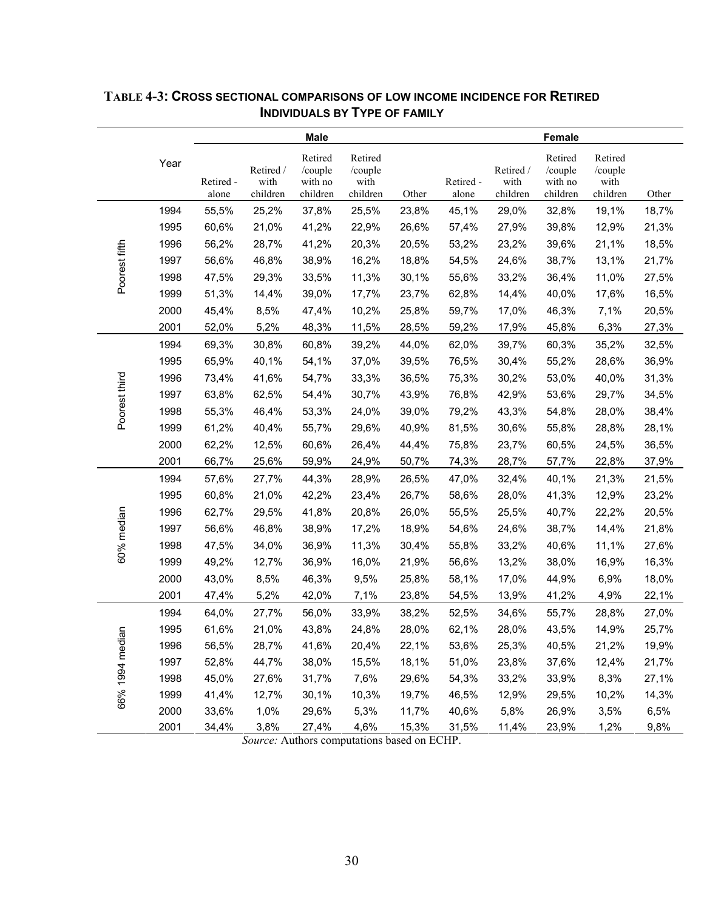### TABLE 4-3: CROSS SECTIONAL COMPARISONS OF LOW INCOME INCIDENCE FOR RETIRED INDIVIDUALS BY TYPE OF FAMILY

| | Year | Male | | | | | Female | | | | |
|---|---|---|---|---|---|---|---|---|---|---|---|
| | | Retired - alone | Retired / with children | Retired /couple with no children | Retired /couple with children | Other | Retired - alone | Retired / with children | Retired /couple with no children | Retired /couple with children | Other |
| Poorest fifth | 1994 | 55,5% | 25,2% | 37,8% | 25,5% | 23,8% | 45,1% | 29,0% | 32,8% | 19,1% | 18,7% |
| | 1995 | 60,6% | 21,0% | 41,2% | 22,9% | 26,6% | 57,4% | 27,9% | 39,8% | 12,9% | 21,3% |
| | 1996 | 56,2% | 28,7% | 41,2% | 20,3% | 20,5% | 53,2% | 23,2% | 39,6% | 21,1% | 18,5% |
| | 1997 | 56,6% | 46,8% | 38,9% | 16,2% | 18,8% | 54,5% | 24,6% | 38,7% | 13,1% | 21,7% |
| | 1998 | 47,5% | 29,3% | 33,5% | 11,3% | 30,1% | 55,6% | 33,2% | 36,4% | 11,0% | 27,5% |
| | 1999 | 51,3% | 14,4% | 39,0% | 17,7% | 23,7% | 62,8% | 14,4% | 40,0% | 17,6% | 16,5% |
| | 2000 | 45,4% | 8,5% | 47,4% | 10,2% | 25,8% | 59,7% | 17,0% | 46,3% | 7,1% | 20,5% |
| | 2001 | 52,0% | 5,2% | 48,3% | 11,5% | 28,5% | 59,2% | 17,9% | 45,8% | 6,3% | 27,3% |
| Poorest third | 1994 | 69,3% | 30,8% | 60,8% | 39,2% | 44,0% | 62,0% | 39,7% | 60,3% | 35,2% | 32,5% |
| | 1995 | 65,9% | 40,1% | 54,1% | 37,0% | 39,5% | 76,5% | 30,4% | 55,2% | 28,6% | 36,9% |
| | 1996 | 73,4% | 41,6% | 54,7% | 33,3% | 36,5% | 75,3% | 30,2% | 53,0% | 40,0% | 31,3% |
| | 1997 | 63,8% | 62,5% | 54,4% | 30,7% | 43,9% | 76,8% | 42,9% | 53,6% | 29,7% | 34,5% |
| | 1998 | 55,3% | 46,4% | 53,3% | 24,0% | 39,0% | 79,2% | 43,3% | 54,8% | 28,0% | 38,4% |
| | 1999 | 61,2% | 40,4% | 55,7% | 29,6% | 40,9% | 81,5% | 30,6% | 55,8% | 28,8% | 28,1% |
| | 2000 | 62,2% | 12,5% | 60,6% | 26,4% | 44,4% | 75,8% | 23,7% | 60,5% | 24,5% | 36,5% |
| | 2001 | 66,7% | 25,6% | 59,9% | 24,9% | 50,7% | 74,3% | 28,7% | 57,7% | 22,8% | 37,9% |
| 60% median | 1994 | 57,6% | 27,7% | 44,3% | 28,9% | 26,5% | 47,0% | 32,4% | 40,1% | 21,3% | 21,5% |
| | 1995 | 60,8% | 21,0% | 42,2% | 23,4% | 26,7% | 58,6% | 28,0% | 41,3% | 12,9% | 23,2% |
| | 1996 | 62,7% | 29,5% | 41,8% | 20,8% | 26,0% | 55,5% | 25,5% | 40,7% | 22,2% | 20,5% |
| | 1997 | 56,6% | 46,8% | 38,9% | 17,2% | 18,9% | 54,6% | 24,6% | 38,7% | 14,4% | 21,8% |
| | 1998 | 47,5% | 34,0% | 36,9% | 11,3% | 30,4% | 55,8% | 33,2% | 40,6% | 11,1% | 27,6% |
| | 1999 | 49,2% | 12,7% | 36,9% | 16,0% | 21,9% | 56,6% | 13,2% | 38,0% | 16,9% | 16,3% |
| | 2000 | 43,0% | 8,5% | 46,3% | 9,5% | 25,8% | 58,1% | 17,0% | 44,9% | 6,9% | 18,0% |
| | 2001 | 47,4% | 5,2% | 42,0% | 7,1% | 23,8% | 54,5% | 13,9% | 41,2% | 4,9% | 22,1% |
| 66% 1994 median | 1994 | 64,0% | 27,7% | 56,0% | 33,9% | 38,2% | 52,5% | 34,6% | 55,7% | 28,8% | 27,0% |
| | 1995 | 61,6% | 21,0% | 43,8% | 24,8% | 28,0% | 62,1% | 28,0% | 43,5% | 14,9% | 25,7% |
| | 1996 | 56,5% | 28,7% | 41,6% | 20,4% | 22,1% | 53,6% | 25,3% | 40,5% | 21,2% | 19,9% |
| | 1997 | 52,8% | 44,7% | 38,0% | 15,5% | 18,1% | 51,0% | 23,8% | 37,6% | 12,4% | 21,7% |
| | 1998 | 45,0% | 27,6% | 31,7% | 7,6% | 29,6% | 54,3% | 33,2% | 33,9% | 8,3% | 27,1% |
| | 1999 | 41,4% | 12,7% | 30,1% | 10,3% | 19,7% | 46,5% | 12,9% | 29,5% | 10,2% | 14,3% |
| | 2000 | 33,6% | 1,0% | 29,6% | 5,3% | 11,7% | 40,6% | 5,8% | 26,9% | 3,5% | 6,5% |
| | 2001 | 34,4% | 3,8% | 27,4% | 4,6% | 15,3% | 31,5% | 11,4% | 23,9% | 1,2% | 9,8% |

*Source:* Authors computations based on ECHP.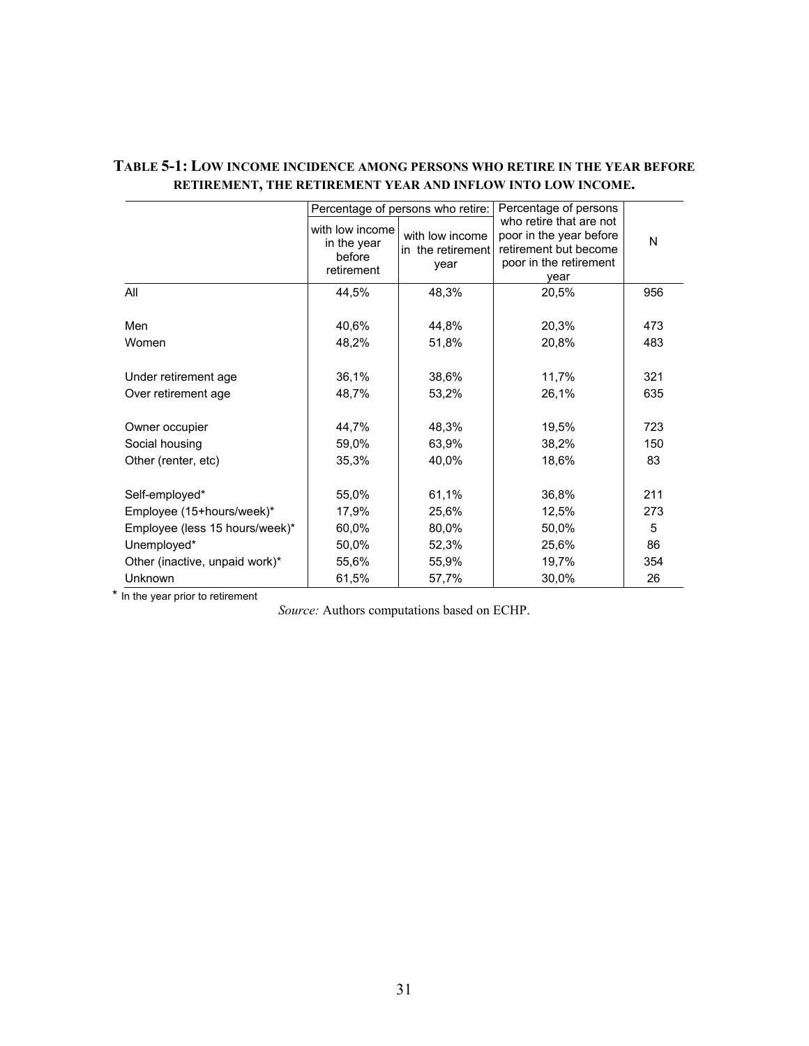**TABLE 5-1: LOW INCOME INCIDENCE AMONG PERSONS WHO RETIRE IN THE YEAR BEFORE RETIREMENT, THE RETIREMENT YEAR AND INFLOW INTO LOW INCOME.**

| | Percentage of persons who retire: | | Percentage of persons who retire that are not poor in the year before retirement but become poor in the retirement year | N |
|---|---|---|---|---|
| | with low income in the year before retirement | with low income in the retirement year | | |
| All | 44,5% | 48,3% | 20,5% | 956 |
| Men | 40,6% | 44,8% | 20,3% | 473 |
| Women | 48,2% | 51,8% | 20,8% | 483 |
| Under retirement age | 36,1% | 38,6% | 11,7% | 321 |
| Over retirement age | 48,7% | 53,2% | 26,1% | 635 |
| Owner occupier | 44,7% | 48,3% | 19,5% | 723 |
| Social housing | 59,0% | 63,9% | 38,2% | 150 |
| Other (renter, etc) | 35,3% | 40,0% | 18,6% | 83 |
| Self-employed* | 55,0% | 61,1% | 36,8% | 211 |
| Employee (15+hours/week)* | 17,9% | 25,6% | 12,5% | 273 |
| Employee (less 15 hours/week)* | 60,0% | 80,0% | 50,0% | 5 |
| Unemployed* | 50,0% | 52,3% | 25,6% | 86 |
| Other (inactive, unpaid work)* | 55,6% | 55,9% | 19,7% | 354 |
| Unknown | 61,5% | 57,7% | 30,0% | 26 |

\* In the year prior to retirement

*Source:* Authors computations based on ECHP.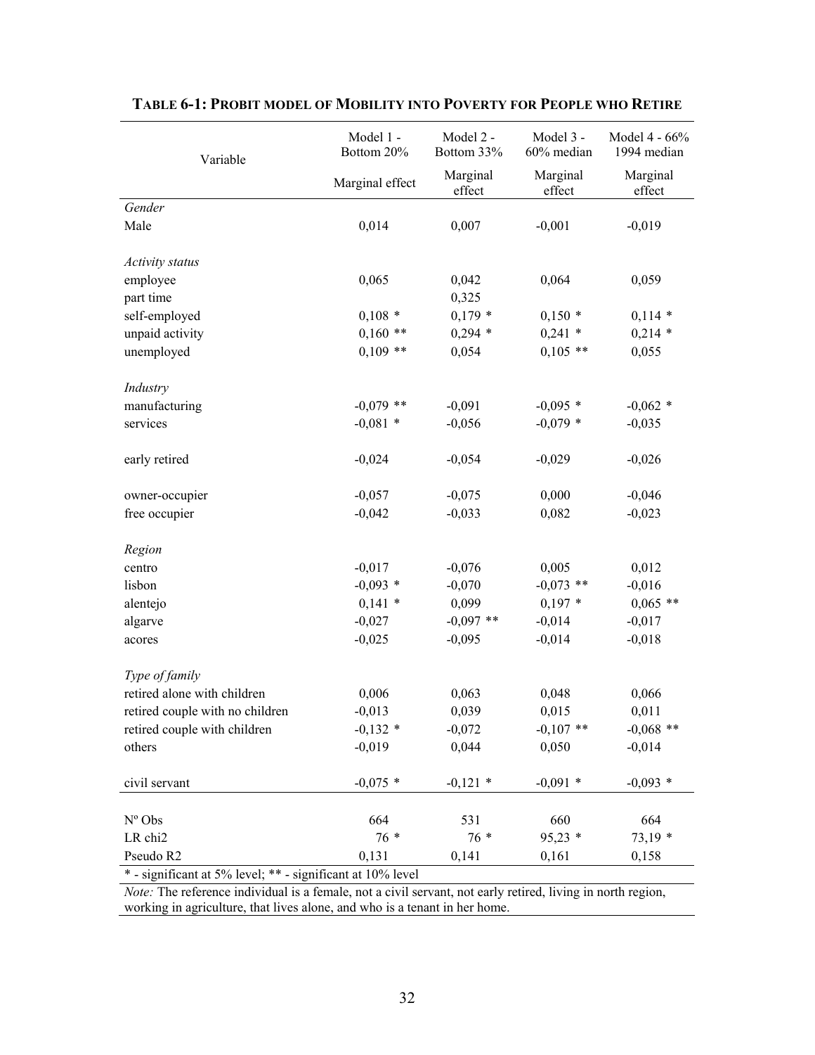**TABLE 6-1: PROBIT MODEL OF MOBILITY INTO POVERTY FOR PEOPLE WHO RETIRE**

| Variable | Model 1 - Bottom 20% | Model 2 - Bottom 33% | Model 3 - 60% median | Model 4 - 66% 1994 median |
|---|---|---|---|---|
| | Marginal effect | Marginal effect | Marginal effect | Marginal effect |
| *Gender* | | | | |
| Male | 0,014 | 0,007 | -0,001 | -0,019 |
| *Activity status* | | | | |
| employee | 0,065 | 0,042 | 0,064 | 0,059 |
| part time | | 0,325 | | |
| self-employed | 0,108 * | 0,179 * | 0,150 * | 0,114 * |
| unpaid activity | 0,160 ** | 0,294 * | 0,241 * | 0,214 * |
| unemployed | 0,109 ** | 0,054 | 0,105 ** | 0,055 |
| *Industry* | | | | |
| manufacturing | -0,079 ** | -0,091 | -0,095 * | -0,062 * |
| services | -0,081 * | -0,056 | -0,079 * | -0,035 |
| early retired | -0,024 | -0,054 | -0,029 | -0,026 |
| owner-occupier | -0,057 | -0,075 | 0,000 | -0,046 |
| free occupier | -0,042 | -0,033 | 0,082 | -0,023 |
| *Region* | | | | |
| centro | -0,017 | -0,076 | 0,005 | 0,012 |
| lisbon | -0,093 * | -0,070 | -0,073 ** | -0,016 |
| alentejo | 0,141 * | 0,099 | 0,197 * | 0,065 ** |
| algarve | -0,027 | -0,097 ** | -0,014 | -0,017 |
| acores | -0,025 | -0,095 | -0,014 | -0,018 |
| *Type of family* | | | | |
| retired alone with children | 0,006 | 0,063 | 0,048 | 0,066 |
| retired couple with no children | -0,013 | 0,039 | 0,015 | 0,011 |
| retired couple with children | -0,132 * | -0,072 | -0,107 ** | -0,068 ** |
| others | -0,019 | 0,044 | 0,050 | -0,014 |
| civil servant | -0,075 * | -0,121 * | -0,091 * | -0,093 * |
| Nº Obs | 664 | 531 | 660 | 664 |
| LR chi2 | 76 * | 76 * | 95,23 * | 73,19 * |
| Pseudo R2 | 0,131 | 0,141 | 0,161 | 0,158 |

* - significant at 5% level; ** - significant at 10% level

*Note:* The reference individual is a female, not a civil servant, not early retired, living in north region, working in agriculture, that lives alone, and who is a tenant in her home.